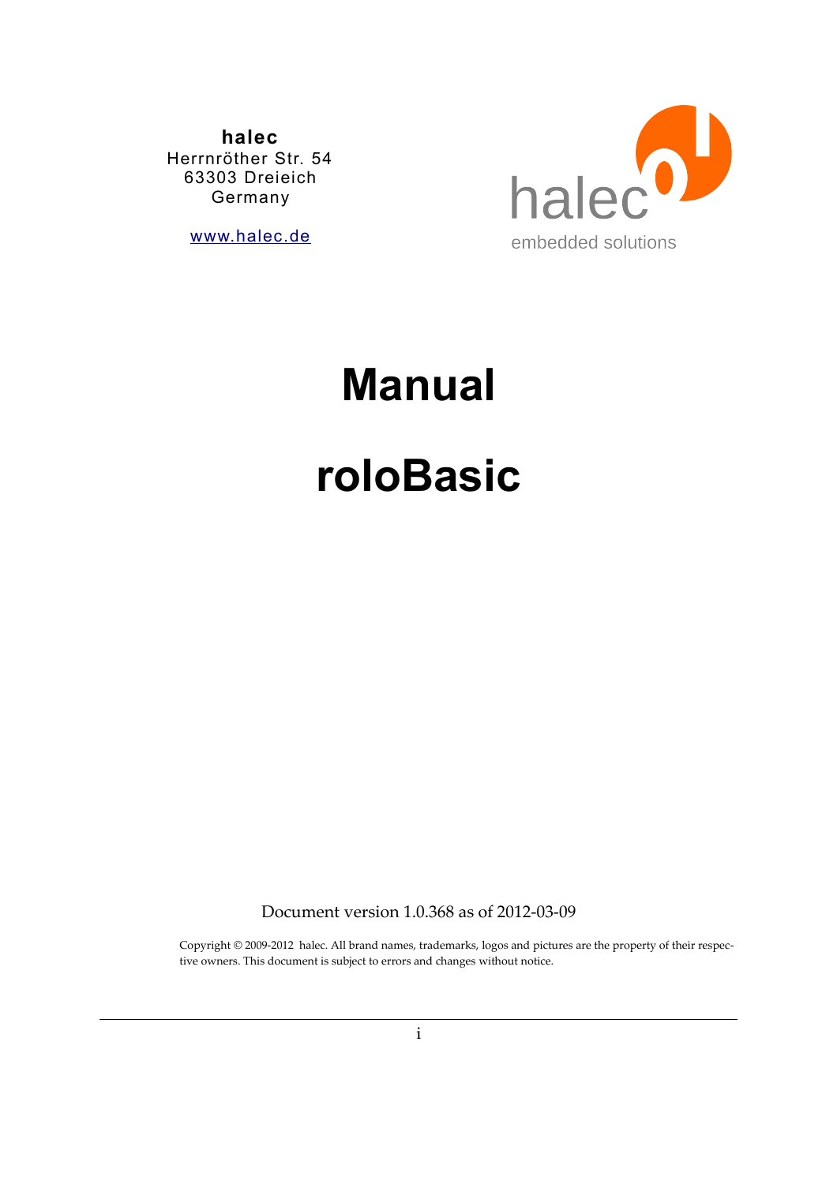**halec**
Herrnröther Str. 54
63303 Dreieich
Germany

[www.halec.de](http://www.halec.de)

halec
embedded solutions

# Manual

# roloBasic

Document version 1.0.368 as of 2012-03-09

Copyright © 2009-2012 halec. All brand names, trademarks, logos and pictures are the property of their respective owners. This document is subject to errors and changes without notice.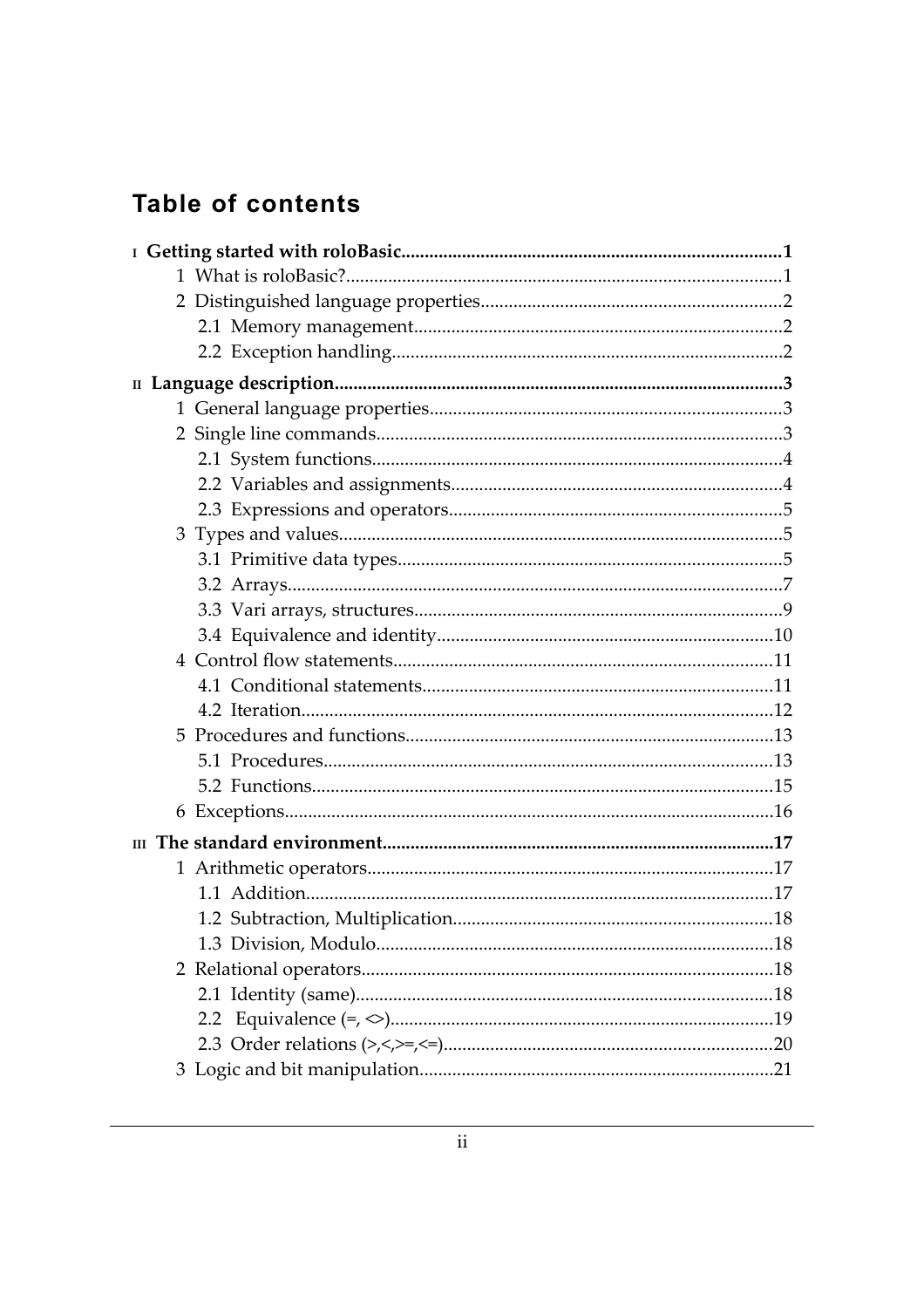# Table of contents

**I Getting started with roloBasic....1**

- 1 What is roloBasic?....1
- 2 Distinguished language properties....2
  - 2.1 Memory management....2
  - 2.2 Exception handling....2

**II Language description....3**

- 1 General language properties....3
- 2 Single line commands....3
  - 2.1 System functions....4
  - 2.2 Variables and assignments....4
  - 2.3 Expressions and operators....5
- 3 Types and values....5
  - 3.1 Primitive data types....5
  - 3.2 Arrays....7
  - 3.3 Vari arrays, structures....9
  - 3.4 Equivalence and identity....10
- 4 Control flow statements....11
  - 4.1 Conditional statements....11
  - 4.2 Iteration....12
- 5 Procedures and functions....13
  - 5.1 Procedures....13
  - 5.2 Functions....15
- 6 Exceptions....16

**III The standard environment....17**

- 1 Arithmetic operators....17
  - 1.1 Addition....17
  - 1.2 Subtraction, Multiplication....18
  - 1.3 Division, Modulo....18
- 2 Relational operators....18
  - 2.1 Identity (same)....18
  - 2.2 Equivalence (=, <>)....19
  - 2.3 Order relations (>,<,>=,<=)....20
- 3 Logic and bit manipulation....21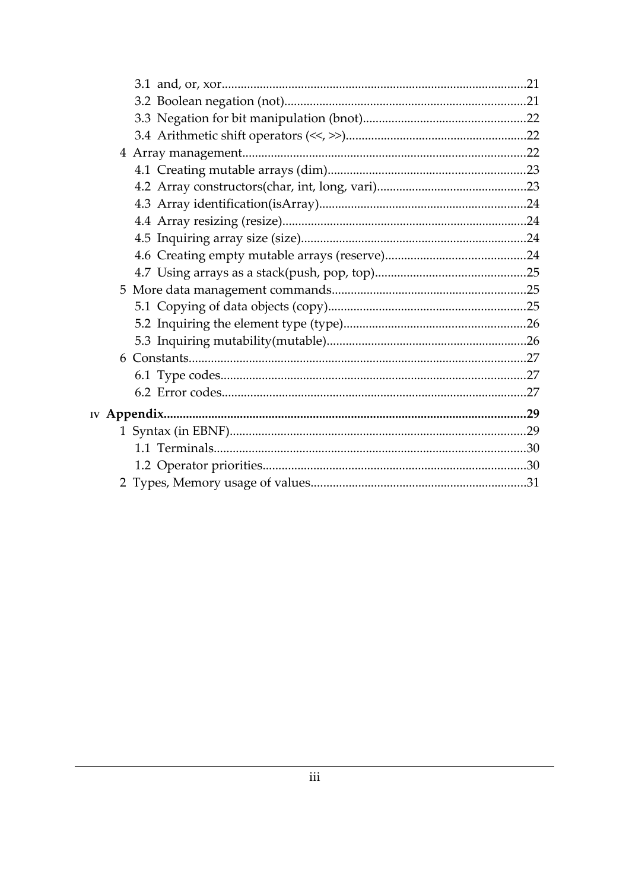- 3.1 and, or, xor.....21
- 3.2 Boolean negation (not).....21
- 3.3 Negation for bit manipulation (bnot).....22
- 3.4 Arithmetic shift operators (<<, >>).....22

4 Array management.....22

- 4.1 Creating mutable arrays (dim).....23
- 4.2 Array constructors(char, int, long, vari).....23
- 4.3 Array identification(isArray).....24
- 4.4 Array resizing (resize).....24
- 4.5 Inquiring array size (size).....24
- 4.6 Creating empty mutable arrays (reserve).....24
- 4.7 Using arrays as a stack(push, pop, top).....25

5 More data management commands.....25

- 5.1 Copying of data objects (copy).....25
- 5.2 Inquiring the element type (type).....26
- 5.3 Inquiring mutability(mutable).....26

6 Constants.....27

- 6.1 Type codes.....27
- 6.2 Error codes.....27

**IV Appendix.....29**

1 Syntax (in EBNF).....29

- 1.1 Terminals.....30
- 1.2 Operator priorities.....30

2 Types, Memory usage of values.....31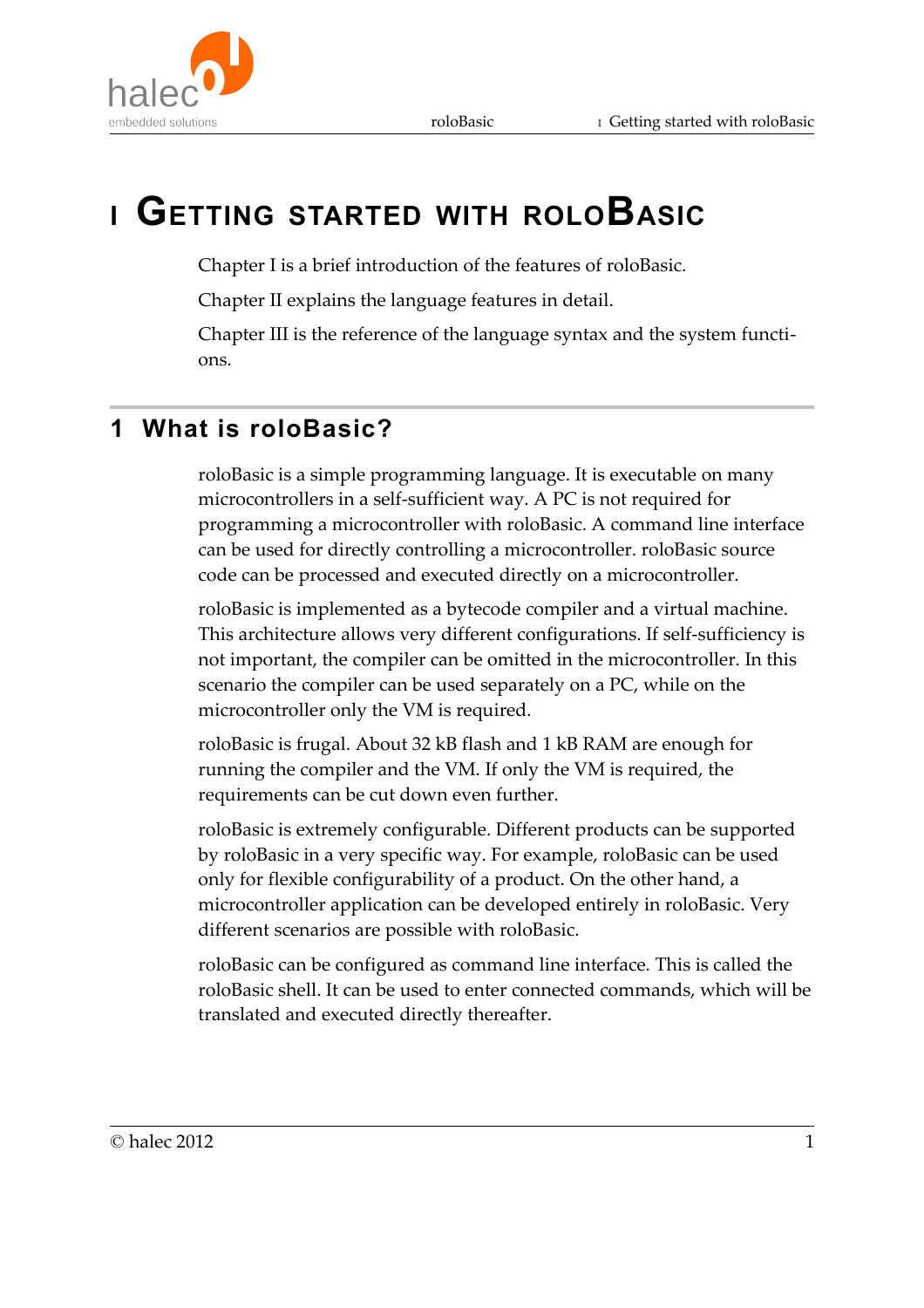# I Getting started with roloBasic

Chapter I is a brief introduction of the features of roloBasic.

Chapter II explains the language features in detail.

Chapter III is the reference of the language syntax and the system functions.

## 1 What is roloBasic?

roloBasic is a simple programming language. It is executable on many microcontrollers in a self-sufficient way. A PC is not required for programming a microcontroller with roloBasic. A command line interface can be used for directly controlling a microcontroller. roloBasic source code can be processed and executed directly on a microcontroller.

roloBasic is implemented as a bytecode compiler and a virtual machine. This architecture allows very different configurations. If self-sufficiency is not important, the compiler can be omitted in the microcontroller. In this scenario the compiler can be used separately on a PC, while on the microcontroller only the VM is required.

roloBasic is frugal. About 32 kB flash and 1 kB RAM are enough for running the compiler and the VM. If only the VM is required, the requirements can be cut down even further.

roloBasic is extremely configurable. Different products can be supported by roloBasic in a very specific way. For example, roloBasic can be used only for flexible configurability of a product. On the other hand, a microcontroller application can be developed entirely in roloBasic. Very different scenarios are possible with roloBasic.

roloBasic can be configured as command line interface. This is called the roloBasic shell. It can be used to enter connected commands, which will be translated and executed directly thereafter.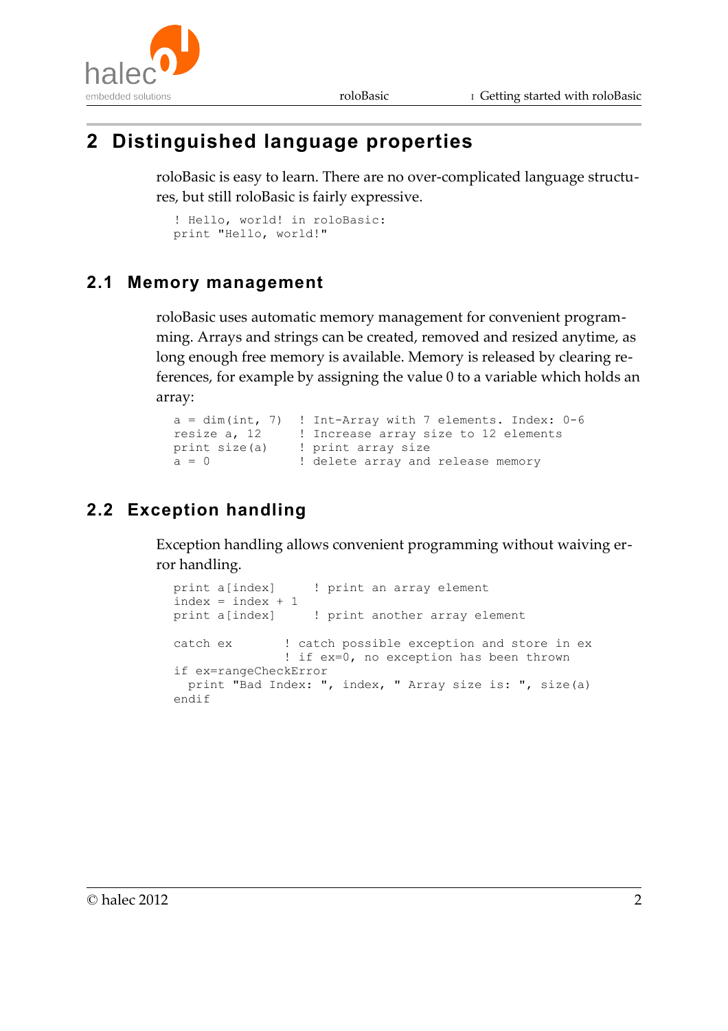## 2 Distinguished language properties

roloBasic is easy to learn. There are no over-complicated language structures, but still roloBasic is fairly expressive.

```
! Hello, world! in roloBasic:
print "Hello, world!"
```

### 2.1 Memory management

roloBasic uses automatic memory management for convenient programming. Arrays and strings can be created, removed and resized anytime, as long enough free memory is available. Memory is released by clearing references, for example by assigning the value 0 to a variable which holds an array:

```
a = dim(int, 7)  ! Int-Array with 7 elements. Index: 0-6
resize a, 12     ! Increase array size to 12 elements
print size(a)    ! print array size
a = 0            ! delete array and release memory
```

### 2.2 Exception handling

Exception handling allows convenient programming without waiving error handling.

```
print a[index]     ! print an array element
index = index + 1
print a[index]     ! print another array element

catch ex         ! catch possible exception and store in ex
                 ! if ex=0, no exception has been thrown
if ex=rangeCheckError
  print "Bad Index: ", index, " Array size is: ", size(a)
endif
```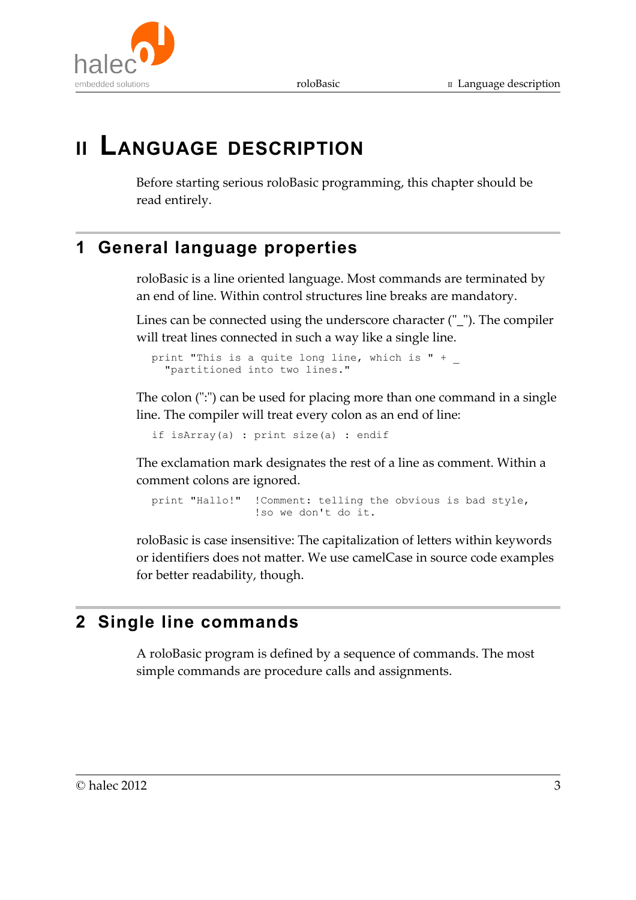# II Language description

Before starting serious roloBasic programming, this chapter should be read entirely.

## 1 General language properties

roloBasic is a line oriented language. Most commands are terminated by an end of line. Within control structures line breaks are mandatory.

Lines can be connected using the underscore character ("_"). The compiler will treat lines connected in such a way like a single line.

```
print "This is a quite long line, which is " + _
  "partitioned into two lines."
```

The colon (":") can be used for placing more than one command in a single line. The compiler will treat every colon as an end of line:

```
if isArray(a) : print size(a) : endif
```

The exclamation mark designates the rest of a line as comment. Within a comment colons are ignored.

```
print "Hallo!"  !Comment: telling the obvious is bad style,
                !so we don't do it.
```

roloBasic is case insensitive: The capitalization of letters within keywords or identifiers does not matter. We use camelCase in source code examples for better readability, though.

## 2 Single line commands

A roloBasic program is defined by a sequence of commands. The most simple commands are procedure calls and assignments.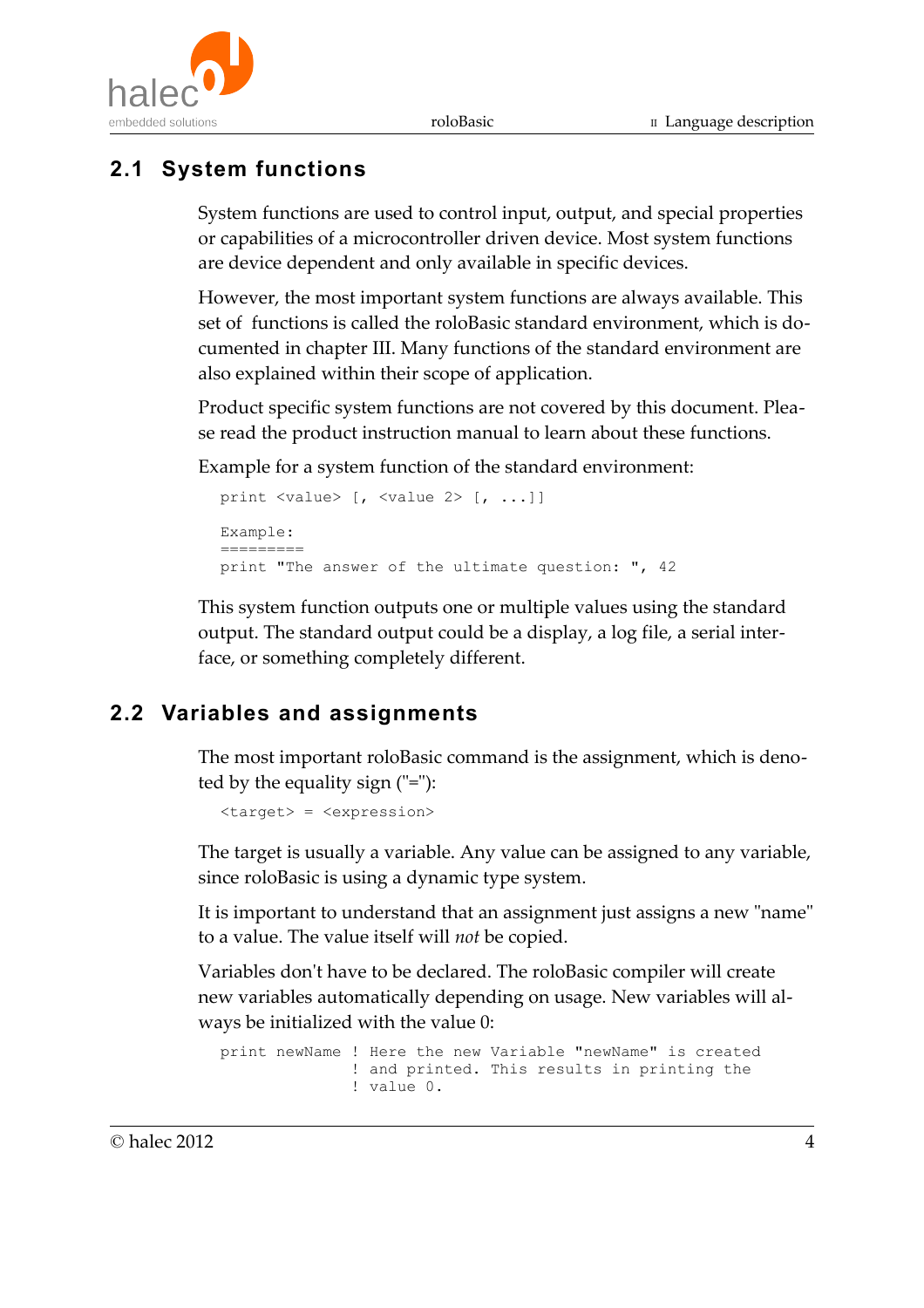## 2.1 System functions

System functions are used to control input, output, and special properties or capabilities of a microcontroller driven device. Most system functions are device dependent and only available in specific devices.

However, the most important system functions are always available. This set of functions is called the roloBasic standard environment, which is documented in chapter III. Many functions of the standard environment are also explained within their scope of application.

Product specific system functions are not covered by this document. Please read the product instruction manual to learn about these functions.

Example for a system function of the standard environment:

```
print <value> [, <value 2> [, ...]]

Example:
=========
print "The answer of the ultimate question: ", 42
```

This system function outputs one or multiple values using the standard output. The standard output could be a display, a log file, a serial interface, or something completely different.

## 2.2 Variables and assignments

The most important roloBasic command is the assignment, which is denoted by the equality sign ("="):

```
<target> = <expression>
```

The target is usually a variable. Any value can be assigned to any variable, since roloBasic is using a dynamic type system.

It is important to understand that an assignment just assigns a new "name" to a value. The value itself will *not* be copied.

Variables don't have to be declared. The roloBasic compiler will create new variables automatically depending on usage. New variables will always be initialized with the value 0:

```
print newName ! Here the new Variable "newName" is created
              ! and printed. This results in printing the
              ! value 0.
```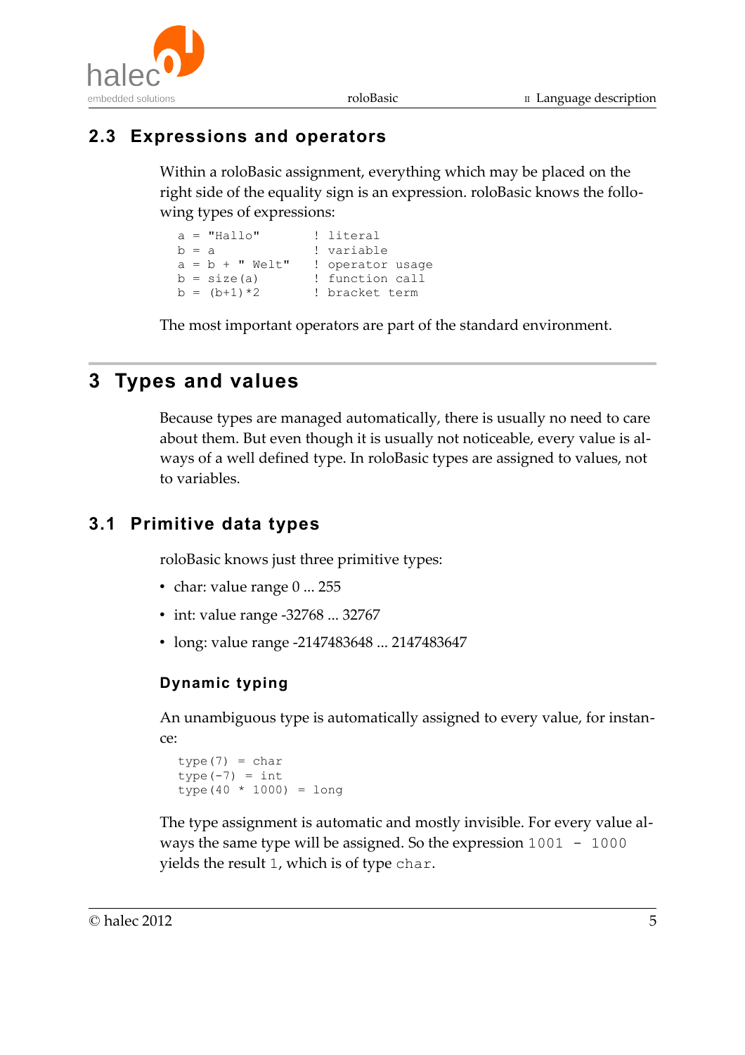## 2.3 Expressions and operators

Within a roloBasic assignment, everything which may be placed on the right side of the equality sign is an expression. roloBasic knows the following types of expressions:

```
a = "Hallo"        ! literal
b = a              ! variable
a = b + " Welt"    ! operator usage
b = size(a)        ! function call
b = (b+1)*2        ! bracket term
```

The most important operators are part of the standard environment.

# 3 Types and values

Because types are managed automatically, there is usually no need to care about them. But even though it is usually not noticeable, every value is always of a well defined type. In roloBasic types are assigned to values, not to variables.

## 3.1 Primitive data types

roloBasic knows just three primitive types:

- char: value range 0 ... 255
- int: value range -32768 ... 32767
- long: value range -2147483648 ... 2147483647

### Dynamic typing

An unambiguous type is automatically assigned to every value, for instance:

```
type(7)  = char
type(-7)  = int
type(40 * 1000)  = long
```

The type assignment is automatic and mostly invisible. For every value always the same type will be assigned. So the expression `1001 - 1000` yields the result `1`, which is of type `char`.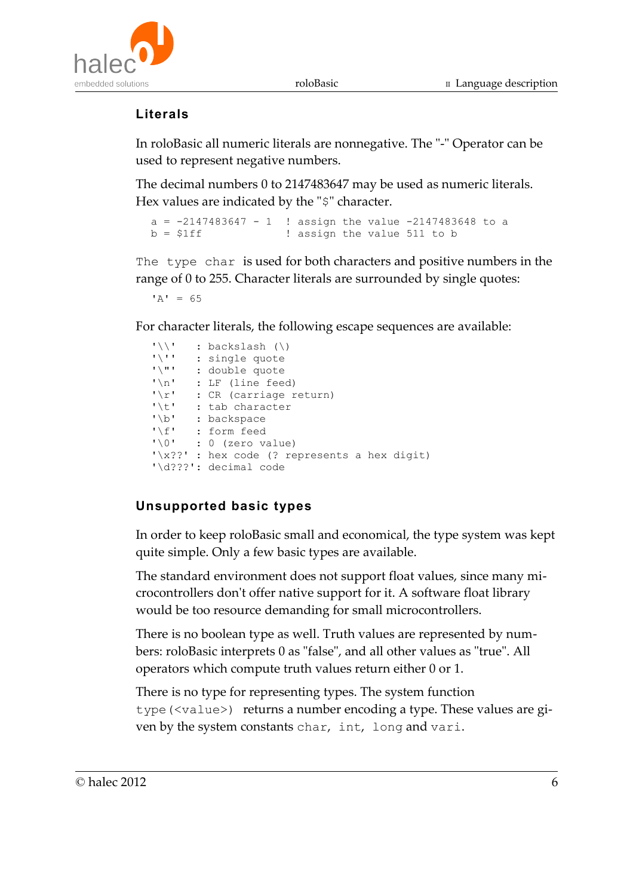### Literals

In roloBasic all numeric literals are nonnegative. The "-" Operator can be used to represent negative numbers.

The decimal numbers 0 to 2147483647 may be used as numeric literals. Hex values are indicated by the "$" character.

```
a = -2147483647 - 1  ! assign the value -2147483648 to a
b = $1ff             ! assign the value 511 to b
```

The `type char` is used for both characters and positive numbers in the range of 0 to 255. Character literals are surrounded by single quotes:

```
'A' = 65
```

For character literals, the following escape sequences are available:

```
'\\'   : backslash (\)
'\''   : single quote
'\"'   : double quote
'\n'   : LF (line feed)
'\r'   : CR (carriage return)
'\t'   : tab character
'\b'   : backspace
'\f'   : form feed
'\0'   : 0 (zero value)
'\x??' : hex code (? represents a hex digit)
'\d???': decimal code
```

### Unsupported basic types

In order to keep roloBasic small and economical, the type system was kept quite simple. Only a few basic types are available.

The standard environment does not support float values, since many microcontrollers don't offer native support for it. A software float library would be too resource demanding for small microcontrollers.

There is no boolean type as well. Truth values are represented by numbers: roloBasic interprets 0 as "false", and all other values as "true". All operators which compute truth values return either 0 or 1.

There is no type for representing types. The system function `type(<value>)` returns a number encoding a type. These values are given by the system constants `char`, `int`, `long` and `vari`.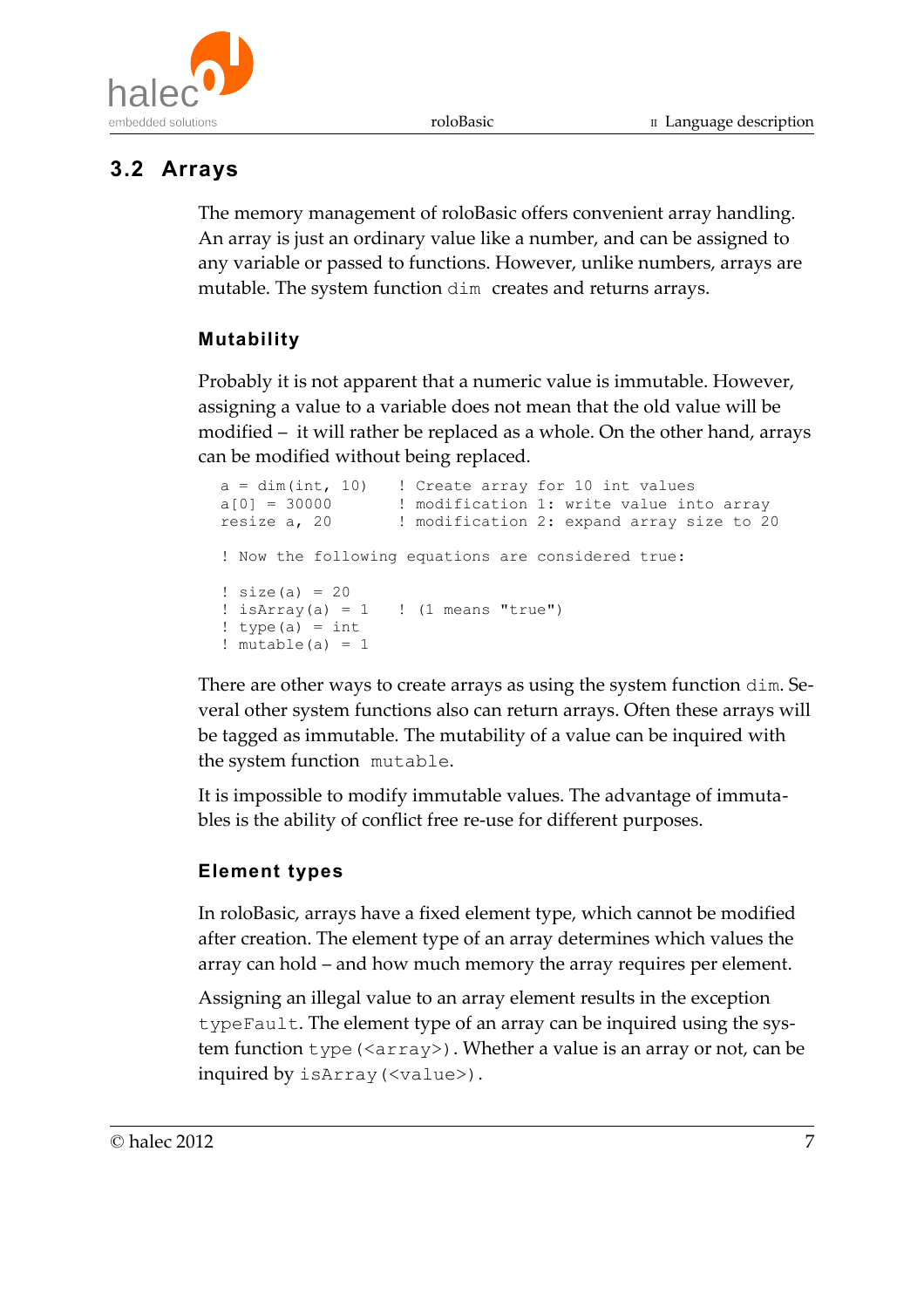## 3.2 Arrays

The memory management of roloBasic offers convenient array handling. An array is just an ordinary value like a number, and can be assigned to any variable or passed to functions. However, unlike numbers, arrays are mutable. The system function `dim` creates and returns arrays.

### Mutability

Probably it is not apparent that a numeric value is immutable. However, assigning a value to a variable does not mean that the old value will be modified – it will rather be replaced as a whole. On the other hand, arrays can be modified without being replaced.

```
a = dim(int, 10)    ! Create array for 10 int values
a[0] = 30000        ! modification 1: write value into array
resize a, 20        ! modification 2: expand array size to 20

! Now the following equations are considered true:

! size(a) = 20
! isArray(a) = 1    ! (1 means "true")
! type(a) = int
! mutable(a) = 1
```

There are other ways to create arrays as using the system function `dim`. Several other system functions also can return arrays. Often these arrays will be tagged as immutable. The mutability of a value can be inquired with the system function `mutable`.

It is impossible to modify immutable values. The advantage of immutables is the ability of conflict free re-use for different purposes.

### Element types

In roloBasic, arrays have a fixed element type, which cannot be modified after creation. The element type of an array determines which values the array can hold – and how much memory the array requires per element.

Assigning an illegal value to an array element results in the exception `typeFault`. The element type of an array can be inquired using the system function `type(<array>)`. Whether a value is an array or not, can be inquired by `isArray(<value>)`.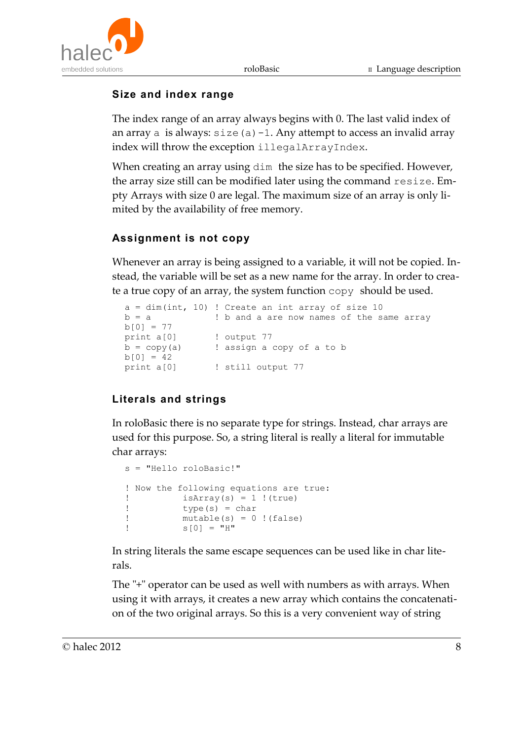### Size and index range

The index range of an array always begins with 0. The last valid index of an array `a` is always: `size(a)-1`. Any attempt to access an invalid array index will throw the exception `illegalArrayIndex`.

When creating an array using `dim` the size has to be specified. However, the array size still can be modified later using the command `resize`. Empty Arrays with size 0 are legal. The maximum size of an array is only limited by the availability of free memory.

### Assignment is not copy

Whenever an array is being assigned to a variable, it will not be copied. Instead, the variable will be set as a new name for the array. In order to create a true copy of an array, the system function `copy` should be used.

```
a = dim(int, 10) ! Create an int array of size 10
b = a            ! b and a are now names of the same array
b[0] = 77
print a[0]       ! output 77
b = copy(a)      ! assign a copy of a to b
b[0] = 42
print a[0]       ! still output 77
```

### Literals and strings

In roloBasic there is no separate type for strings. Instead, char arrays are used for this purpose. So, a string literal is really a literal for immutable char arrays:

```
s = "Hello roloBasic!"

! Now the following equations are true:
!          isArray(s) = 1 !(true)
!          type(s) = char
!          mutable(s) = 0 !(false)
!          s[0] = "H"
```

In string literals the same escape sequences can be used like in char literals.

The "+" operator can be used as well with numbers as with arrays. When using it with arrays, it creates a new array which contains the concatenation of the two original arrays. So this is a very convenient way of string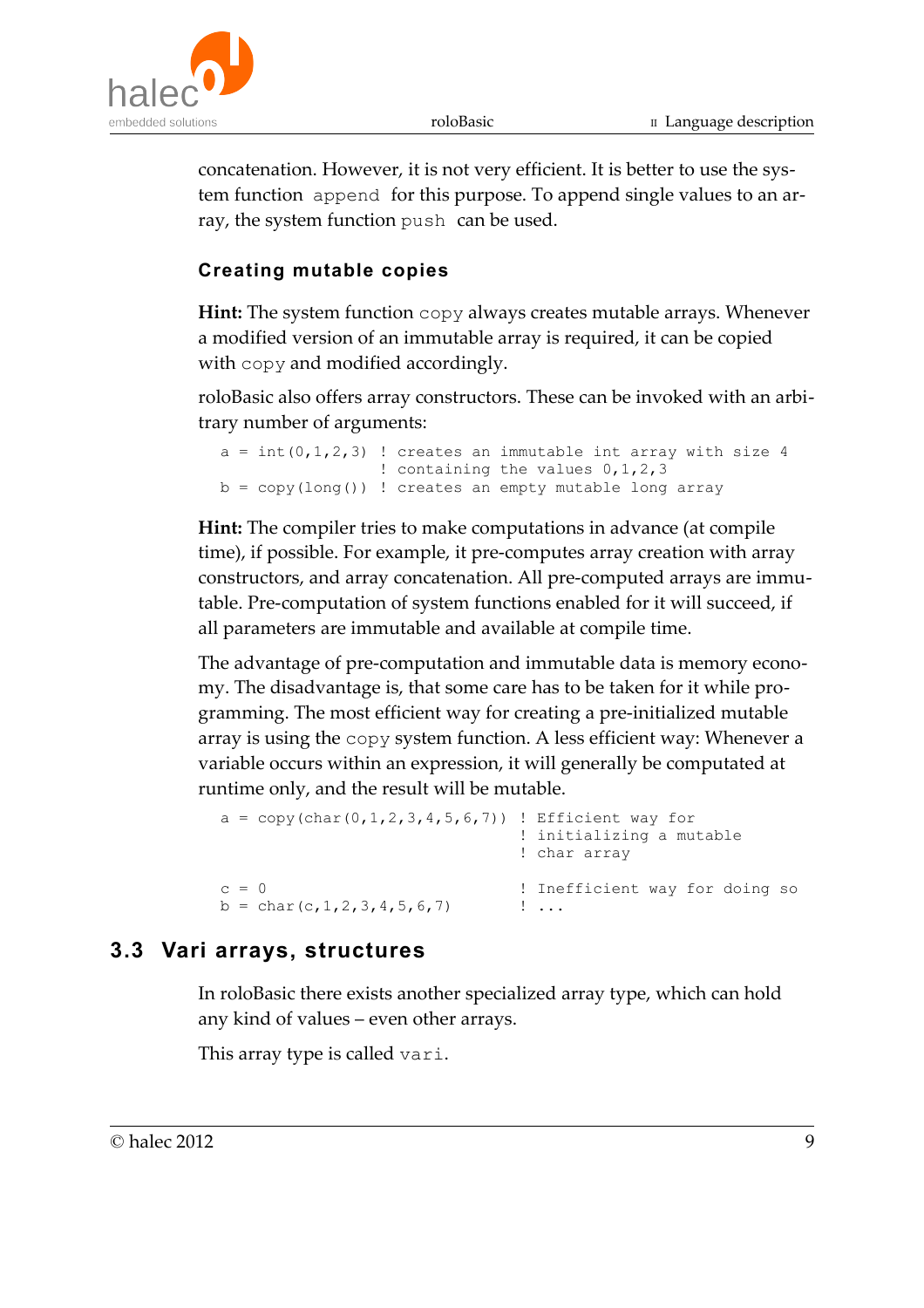concatenation. However, it is not very efficient. It is better to use the system function `append` for this purpose. To append single values to an array, the system function `push` can be used.

### Creating mutable copies

**Hint:** The system function `copy` always creates mutable arrays. Whenever a modified version of an immutable array is required, it can be copied with `copy` and modified accordingly.

roloBasic also offers array constructors. These can be invoked with an arbitrary number of arguments:

```
a = int(0,1,2,3) ! creates an immutable int array with size 4
                 ! containing the values 0,1,2,3
b = copy(long()) ! creates an empty mutable long array
```

**Hint:** The compiler tries to make computations in advance (at compile time), if possible. For example, it pre-computes array creation with array constructors, and array concatenation. All pre-computed arrays are immutable. Pre-computation of system functions enabled for it will succeed, if all parameters are immutable and available at compile time.

The advantage of pre-computation and immutable data is memory economy. The disadvantage is, that some care has to be taken for it while programming. The most efficient way for creating a pre-initialized mutable array is using the `copy` system function. A less efficient way: Whenever a variable occurs within an expression, it will generally be computed at runtime only, and the result will be mutable.

```
a = copy(char(0,1,2,3,4,5,6,7)) ! Efficient way for
                                ! initializing a mutable
                                ! char array

c = 0                           ! Inefficient way for doing so
b = char(c,1,2,3,4,5,6,7)       ! ...
```

## 3.3 Vari arrays, structures

In roloBasic there exists another specialized array type, which can hold any kind of values – even other arrays.

This array type is called `vari`.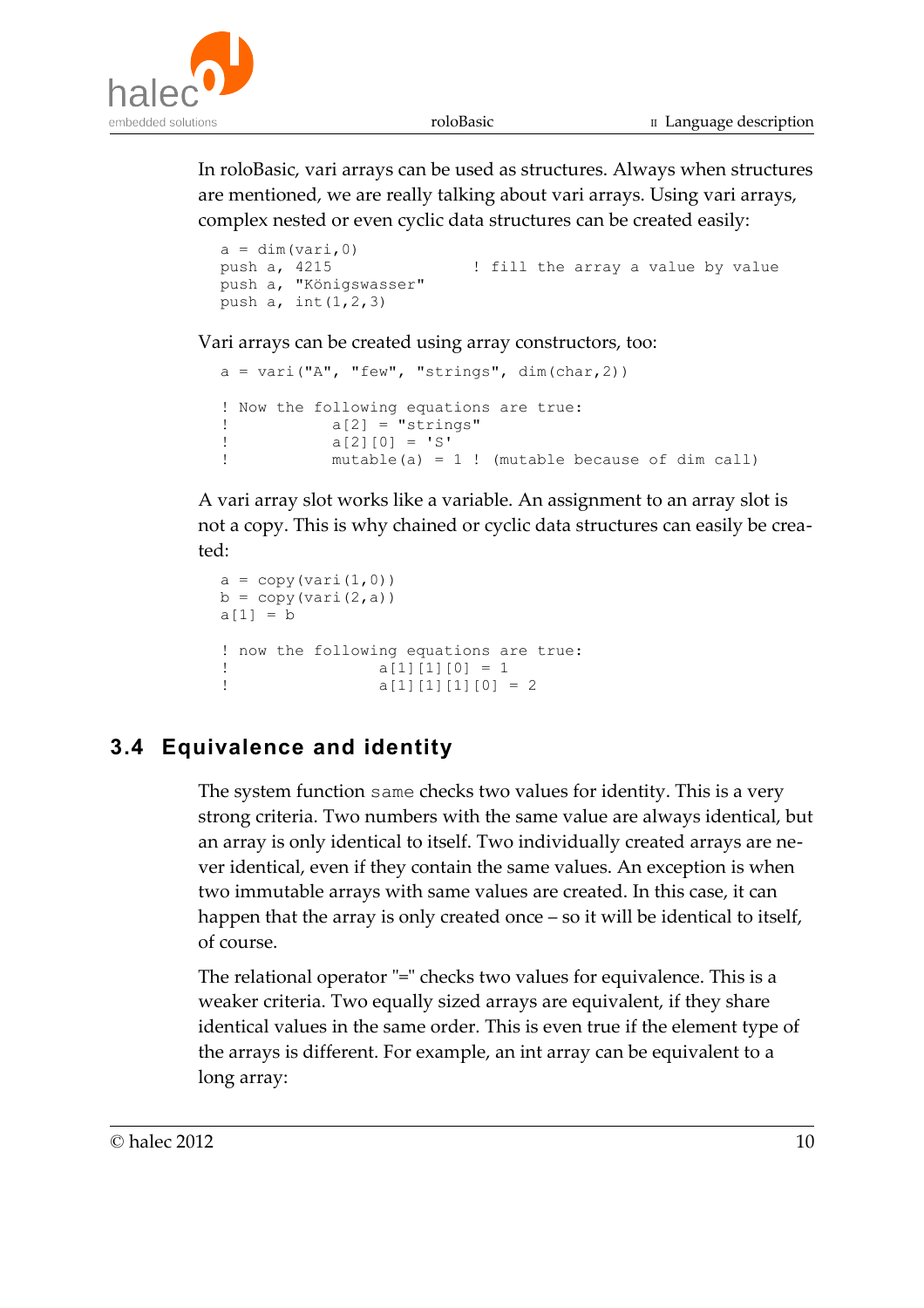In roloBasic, vari arrays can be used as structures. Always when structures are mentioned, we are really talking about vari arrays. Using vari arrays, complex nested or even cyclic data structures can be created easily:

```
a = dim(vari,0)
push a, 4215              ! fill the array a value by value
push a, "Königswasser"
push a, int(1,2,3)
```

Vari arrays can be created using array constructors, too:

```
a = vari("A", "few", "strings", dim(char,2))

! Now the following equations are true:
!           a[2] = "strings"
!           a[2][0] = 'S'
!           mutable(a) = 1 ! (mutable because of dim call)
```

A vari array slot works like a variable. An assignment to an array slot is not a copy. This is why chained or cyclic data structures can easily be created:

```
a = copy(vari(1,0))
b = copy(vari(2,a))
a[1] = b

! now the following equations are true:
!                a[1][1][0] = 1
!                a[1][1][1][0] = 2
```

## 3.4 Equivalence and identity

The system function `same` checks two values for identity. This is a very strong criteria. Two numbers with the same value are always identical, but an array is only identical to itself. Two individually created arrays are never identical, even if they contain the same values. An exception is when two immutable arrays with same values are created. In this case, it can happen that the array is only created once – so it will be identical to itself, of course.

The relational operator "=" checks two values for equivalence. This is a weaker criteria. Two equally sized arrays are equivalent, if they share identical values in the same order. This is even true if the element type of the arrays is different. For example, an int array can be equivalent to a long array: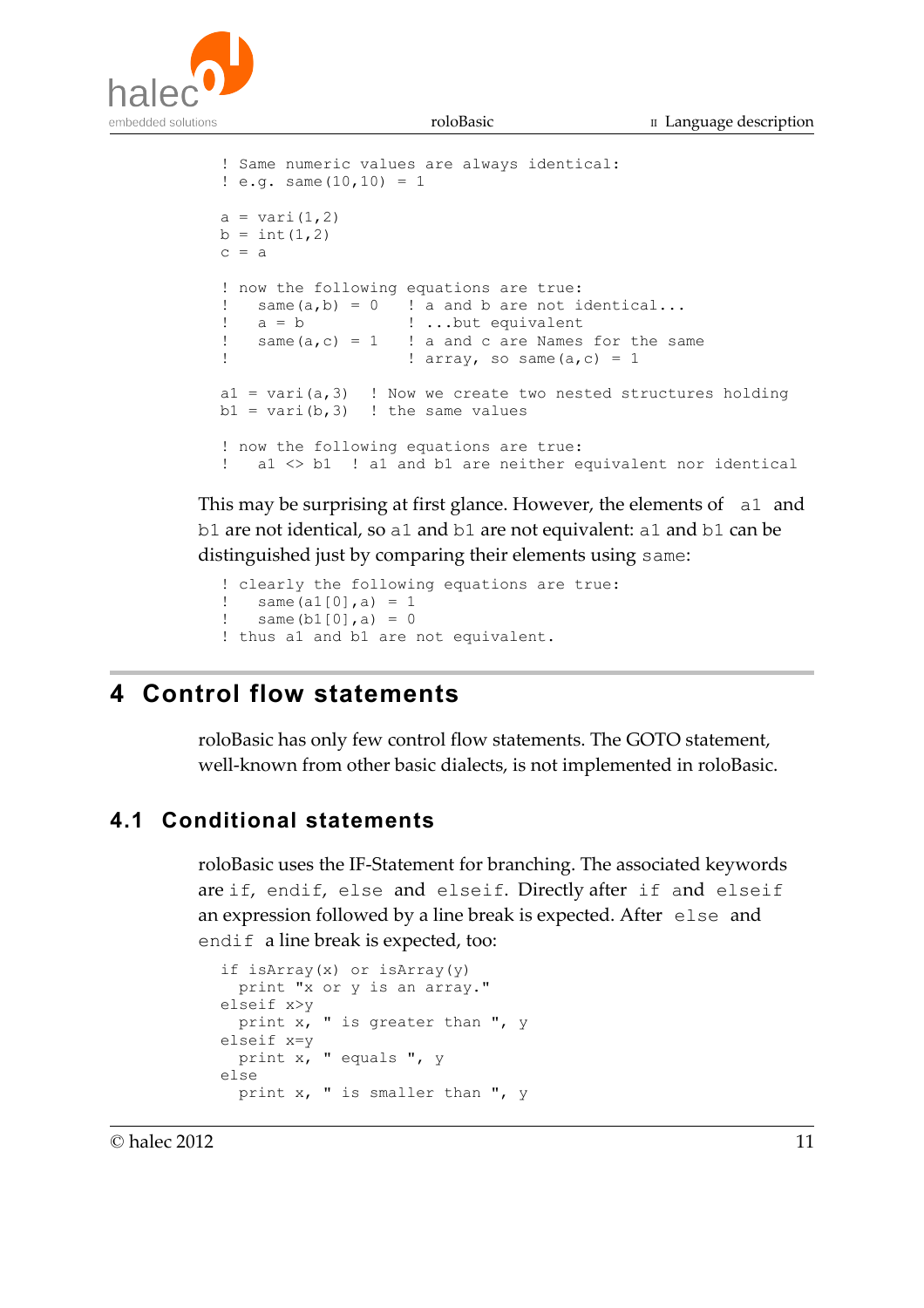```
! Same numeric values are always identical:
! e.g. same(10,10) = 1

a = vari(1,2)
b = int(1,2)
c = a

! now the following equations are true:
!   same(a,b) = 0    ! a and b are not identical...
!   a = b            ! ...but equivalent
!   same(a,c) = 1    ! a and c are Names for the same
!                    ! array, so same(a,c) = 1

a1 = vari(a,3)  ! Now we create two nested structures holding
b1 = vari(b,3)  ! the same values

! now the following equations are true:
!   a1 <> b1  ! a1 and b1 are neither equivalent nor identical
```

This may be surprising at first glance. However, the elements of `a1` and `b1` are not identical, so `a1` and `b1` are not equivalent: `a1` and `b1` can be distinguished just by comparing their elements using `same`:

```
! clearly the following equations are true:
!   same(a1[0],a) = 1
!   same(b1[0],a) = 0
! thus a1 and b1 are not equivalent.
```

# 4 Control flow statements

roloBasic has only few control flow statements. The GOTO statement, well-known from other basic dialects, is not implemented in roloBasic.

## 4.1 Conditional statements

roloBasic uses the IF-Statement for branching. The associated keywords are `if`, `endif`, `else` and `elseif`. Directly after `if` and `elseif` an expression followed by a line break is expected. After `else` and `endif` a line break is expected, too:

```
if isArray(x) or isArray(y)
  print "x or y is an array."
elseif x>y
  print x, " is greater than ", y
elseif x=y
  print x, " equals ", y
else
  print x, " is smaller than ", y
```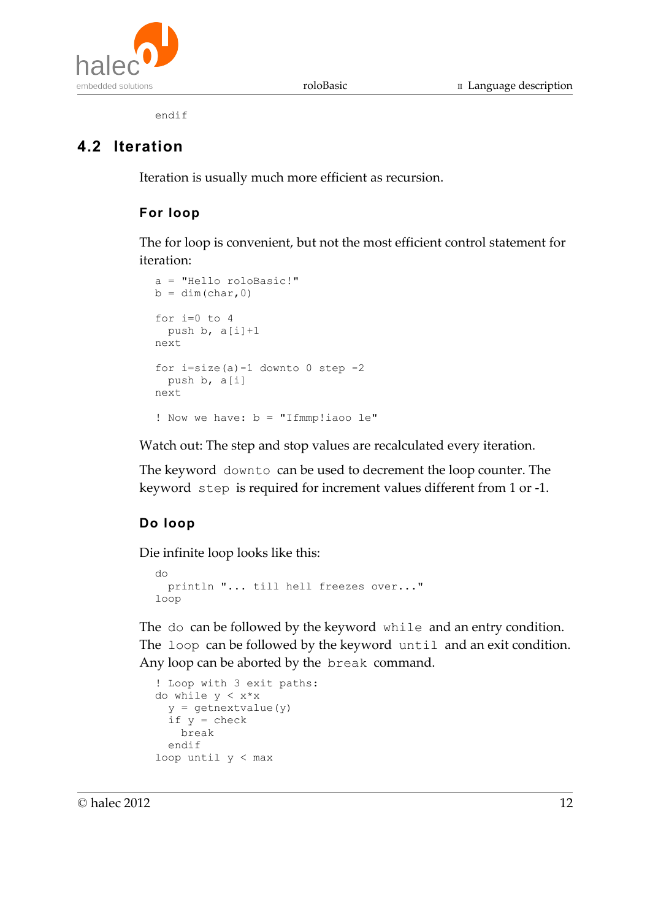```
endif
```

## 4.2 Iteration

Iteration is usually much more efficient as recursion.

### For loop

The for loop is convenient, but not the most efficient control statement for iteration:

```
a = "Hello roloBasic!"
b = dim(char,0)

for i=0 to 4
  push b, a[i]+1
next

for i=size(a)-1 downto 0 step -2
  push b, a[i]
next

! Now we have: b = "Ifmmp!iaoo le"
```

Watch out: The step and stop values are recalculated every iteration.

The keyword `downto` can be used to decrement the loop counter. The keyword `step` is required for increment values different from 1 or -1.

### Do loop

Die infinite loop looks like this:

```
do
  println "... till hell freezes over..."
loop
```

The `do` can be followed by the keyword `while` and an entry condition. The `loop` can be followed by the keyword `until` and an exit condition. Any loop can be aborted by the `break` command.

```
! Loop with 3 exit paths:
do while y < x*x
  y = getnextvalue(y)
  if y = check
    break
  endif
loop until y < max
```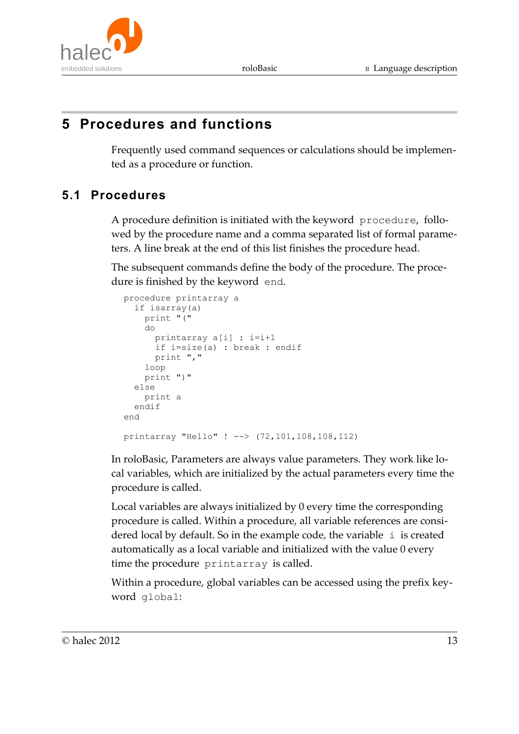## 5 Procedures and functions

Frequently used command sequences or calculations should be implemented as a procedure or function.

### 5.1 Procedures

A procedure definition is initiated with the keyword `procedure`, followed by the procedure name and a comma separated list of formal parameters. A line break at the end of this list finishes the procedure head.

The subsequent commands define the body of the procedure. The procedure is finished by the keyword `end`.

```
procedure printarray a
  if isarray(a)
    print "("
    do
      printarray a[i] : i=i+1
      if i=size(a) : break : endif
      print ","
    loop
    print ")"
  else
    print a
  endif
end

printarray "Hello" ! --> (72,101,108,108,112)
```

In roloBasic, Parameters are always value parameters. They work like local variables, which are initialized by the actual parameters every time the procedure is called.

Local variables are always initialized by 0 every time the corresponding procedure is called. Within a procedure, all variable references are considered local by default. So in the example code, the variable `i` is created automatically as a local variable and initialized with the value 0 every time the procedure `printarray` is called.

Within a procedure, global variables can be accessed using the prefix keyword `global`: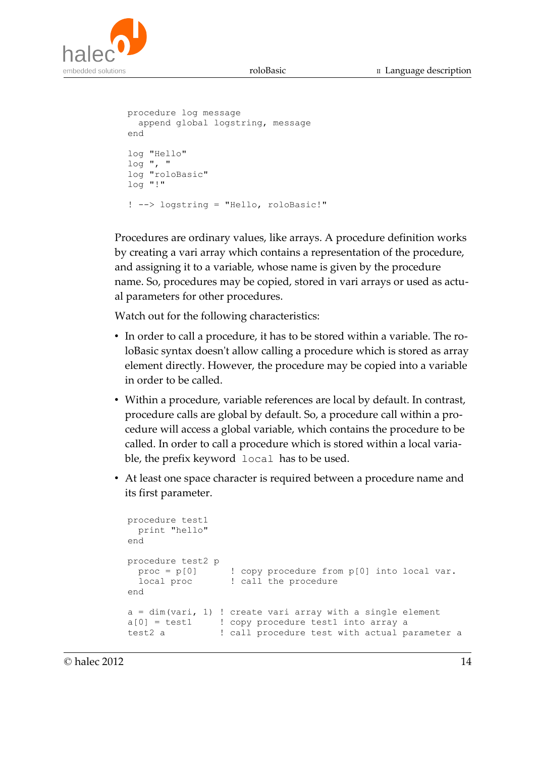```
procedure log message
  append global logstring, message
end

log "Hello"
log ", "
log "roloBasic"
log "!"

! --> logstring = "Hello, roloBasic!"
```

Procedures are ordinary values, like arrays. A procedure definition works by creating a vari array which contains a representation of the procedure, and assigning it to a variable, whose name is given by the procedure name. So, procedures may be copied, stored in vari arrays or used as actual parameters for other procedures.

Watch out for the following characteristics:

- In order to call a procedure, it has to be stored within a variable. The roloBasic syntax doesn't allow calling a procedure which is stored as array element directly. However, the procedure may be copied into a variable in order to be called.
- Within a procedure, variable references are local by default. In contrast, procedure calls are global by default. So, a procedure call within a procedure will access a global variable, which contains the procedure to be called. In order to call a procedure which is stored within a local variable, the prefix keyword `local` has to be used.
- At least one space character is required between a procedure name and its first parameter.

```
procedure test1
  print "hello"
end

procedure test2 p
  proc = p[0]       ! copy procedure from p[0] into local var.
  local proc        ! call the procedure
end

a = dim(vari, 1)  ! create vari array with a single element
a[0] = test1      ! copy procedure test1 into array a
test2 a           ! call procedure test with actual parameter a
```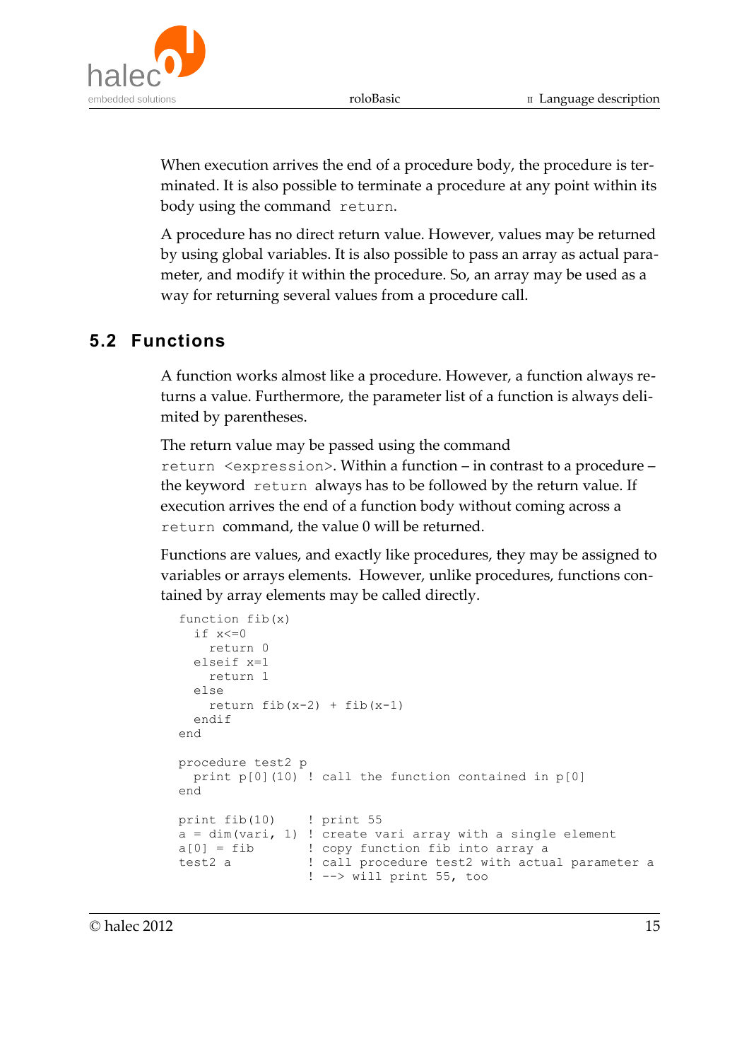When execution arrives the end of a procedure body, the procedure is terminated. It is also possible to terminate a procedure at any point within its body using the command `return`.

A procedure has no direct return value. However, values may be returned by using global variables. It is also possible to pass an array as actual parameter, and modify it within the procedure. So, an array may be used as a way for returning several values from a procedure call.

## 5.2 Functions

A function works almost like a procedure. However, a function always returns a value. Furthermore, the parameter list of a function is always delimited by parentheses.

The return value may be passed using the command `return <expression>`. Within a function – in contrast to a procedure – the keyword `return` always has to be followed by the return value. If execution arrives the end of a function body without coming across a `return` command, the value 0 will be returned.

Functions are values, and exactly like procedures, they may be assigned to variables or arrays elements. However, unlike procedures, functions contained by array elements may be called directly.

```
function fib(x)
  if x<=0
    return 0
  elseif x=1
    return 1
  else
    return fib(x-2) + fib(x-1)
  endif
end

procedure test2 p
  print p[0](10) ! call the function contained in p[0]
end

print fib(10)     ! print 55
a = dim(vari, 1)  ! create vari array with a single element
a[0] = fib        ! copy function fib into array a
test2 a           ! call procedure test2 with actual parameter a
                  ! --> will print 55, too
```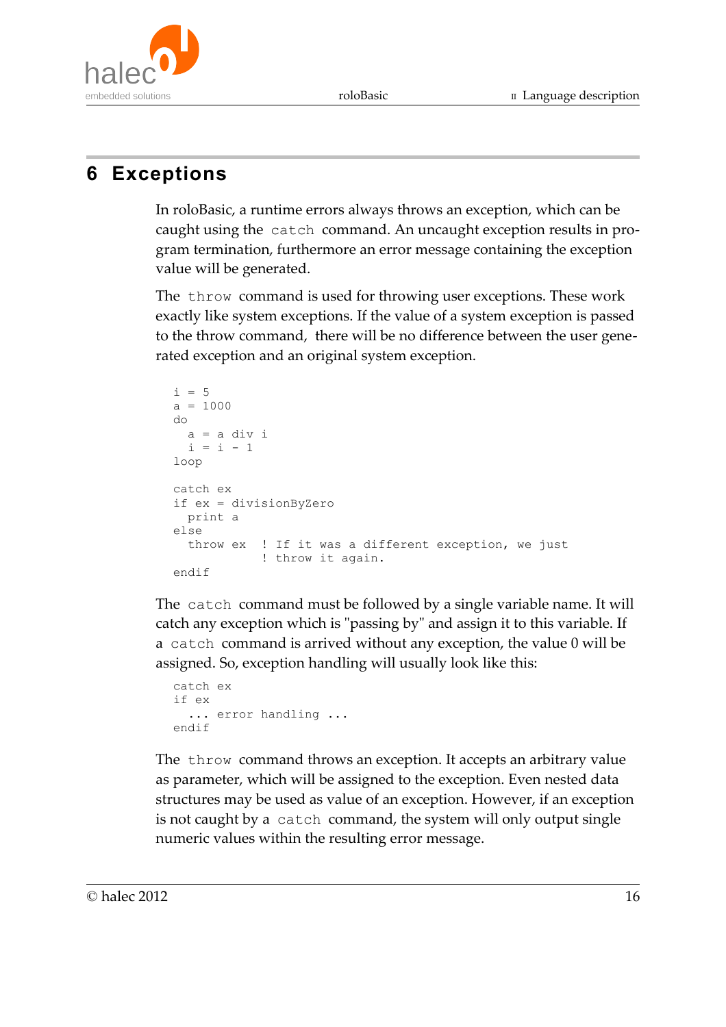# 6 Exceptions

In roloBasic, a runtime errors always throws an exception, which can be caught using the `catch` command. An uncaught exception results in program termination, furthermore an error message containing the exception value will be generated.

The `throw` command is used for throwing user exceptions. These work exactly like system exceptions. If the value of a system exception is passed to the throw command, there will be no difference between the user generated exception and an original system exception.

```
i = 5
a = 1000
do
  a = a div i
  i = i - 1
loop

catch ex
if ex = divisionByZero
  print a
else
  throw ex   ! If it was a different exception, we just
             ! throw it again.
endif
```

The `catch` command must be followed by a single variable name. It will catch any exception which is "passing by" and assign it to this variable. If a `catch` command is arrived without any exception, the value 0 will be assigned. So, exception handling will usually look like this:

```
catch ex
if ex
  ... error handling ...
endif
```

The `throw` command throws an exception. It accepts an arbitrary value as parameter, which will be assigned to the exception. Even nested data structures may be used as value of an exception. However, if an exception is not caught by a `catch` command, the system will only output single numeric values within the resulting error message.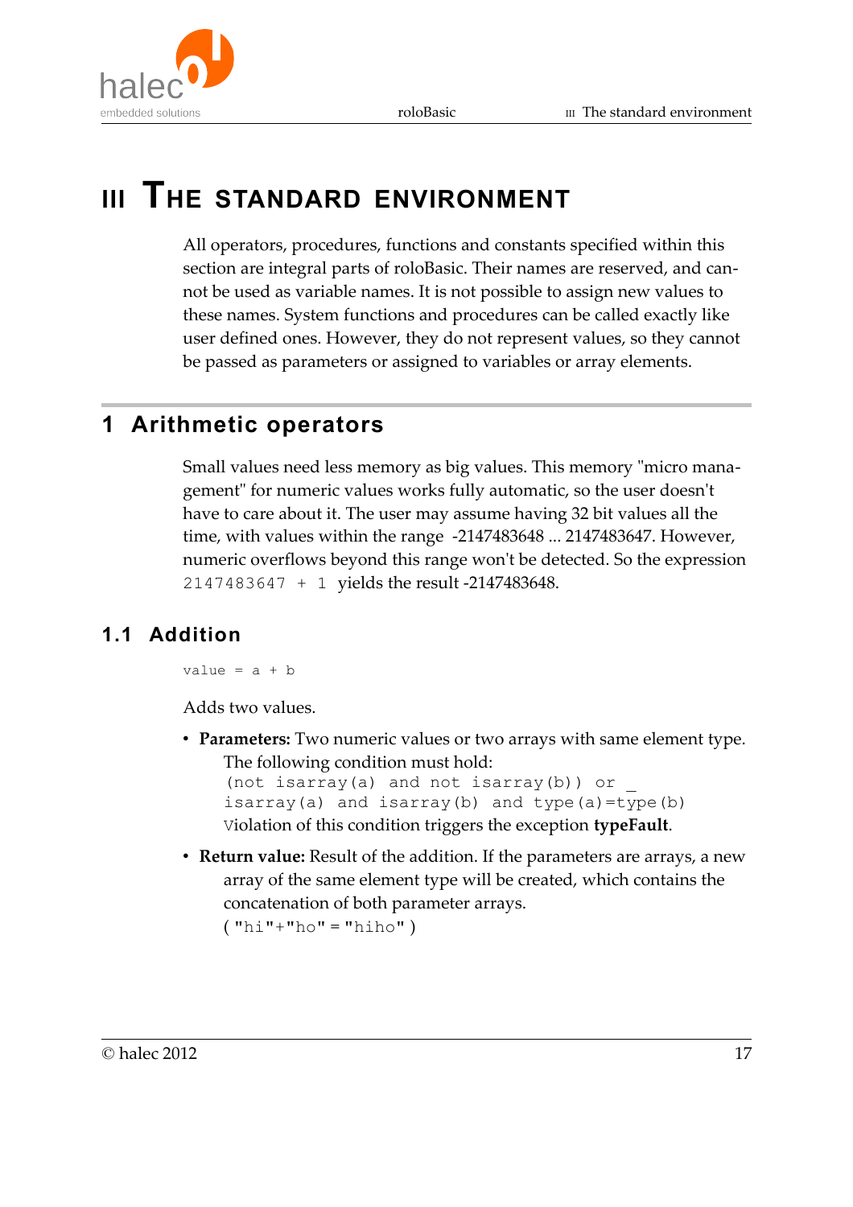# III The standard environment

All operators, procedures, functions and constants specified within this section are integral parts of roloBasic. Their names are reserved, and cannot be used as variable names. It is not possible to assign new values to these names. System functions and procedures can be called exactly like user defined ones. However, they do not represent values, so they cannot be passed as parameters or assigned to variables or array elements.

## 1 Arithmetic operators

Small values need less memory as big values. This memory "micro management" for numeric values works fully automatic, so the user doesn't have to care about it. The user may assume having 32 bit values all the time, with values within the range -2147483648 ... 2147483647. However, numeric overflows beyond this range won't be detected. So the expression `2147483647 + 1` yields the result -2147483648.

### 1.1 Addition

```
value = a + b
```

Adds two values.

- **Parameters:** Two numeric values or two arrays with same element type. The following condition must hold:
  ```
  (not isarray(a) and not isarray(b)) or _
  isarray(a) and isarray(b) and type(a)=type(b)
  ```
  Violation of this condition triggers the exception **typeFault**.
- **Return value:** Result of the addition. If the parameters are arrays, a new array of the same element type will be created, which contains the concatenation of both parameter arrays.
  ( `"hi"+"ho" = "hiho"` )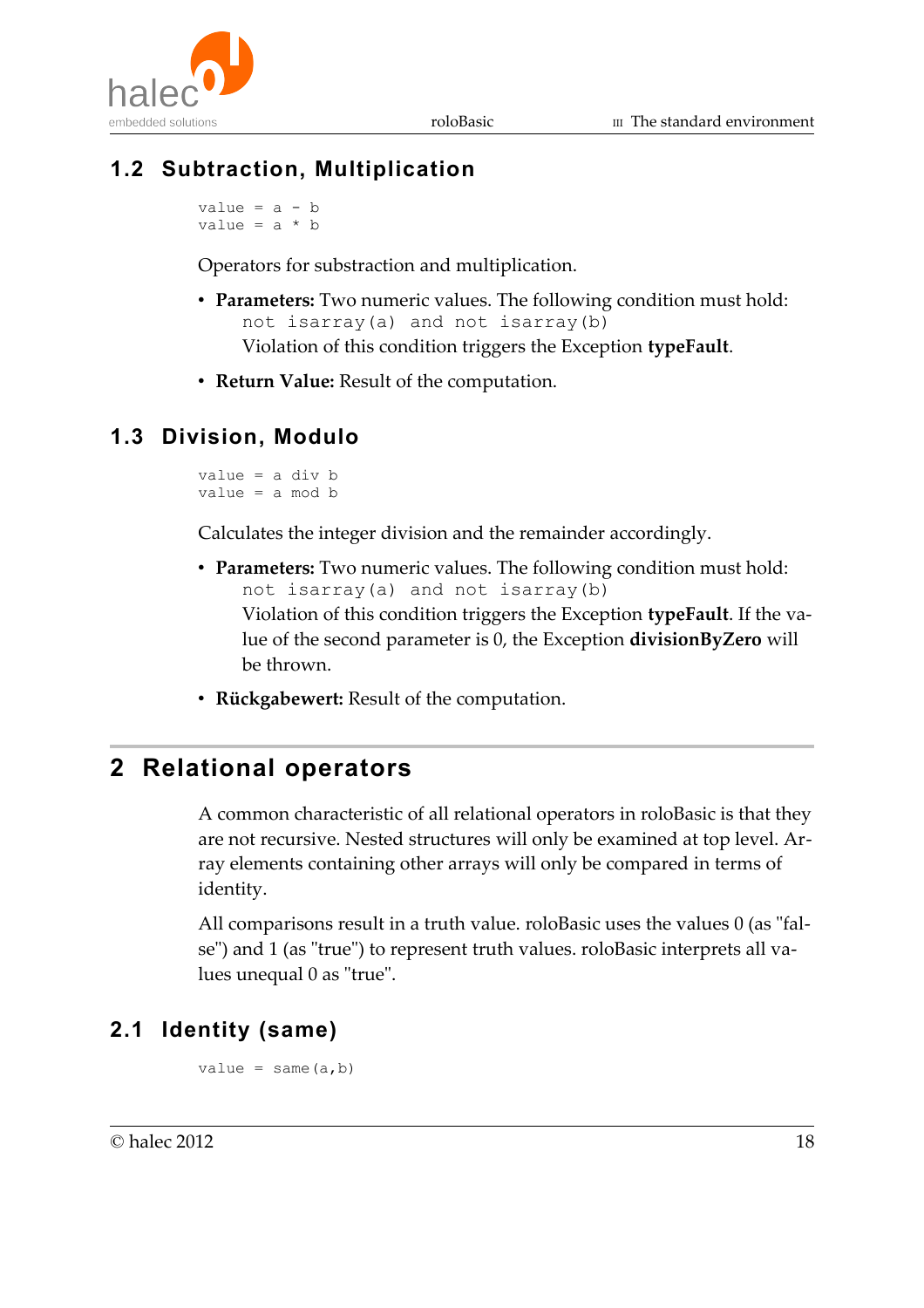## 1.2 Subtraction, Multiplication

```
value = a - b
value = a * b
```

Operators for substraction and multiplication.

- **Parameters:** Two numeric values. The following condition must hold:
  `not isarray(a) and not isarray(b)`
  Violation of this condition triggers the Exception **typeFault**.
- **Return Value:** Result of the computation.

## 1.3 Division, Modulo

```
value = a div b
value = a mod b
```

Calculates the integer division and the remainder accordingly.

- **Parameters:** Two numeric values. The following condition must hold:
  `not isarray(a) and not isarray(b)`
  Violation of this condition triggers the Exception **typeFault**. If the value of the second parameter is 0, the Exception **divisionByZero** will be thrown.
- **Rückgabewert:** Result of the computation.

# 2 Relational operators

A common characteristic of all relational operators in roloBasic is that they are not recursive. Nested structures will only be examined at top level. Array elements containing other arrays will only be compared in terms of identity.

All comparisons result in a truth value. roloBasic uses the values 0 (as "false") and 1 (as "true") to represent truth values. roloBasic interprets all values unequal 0 as "true".

## 2.1 Identity (same)

```
value = same(a,b)
```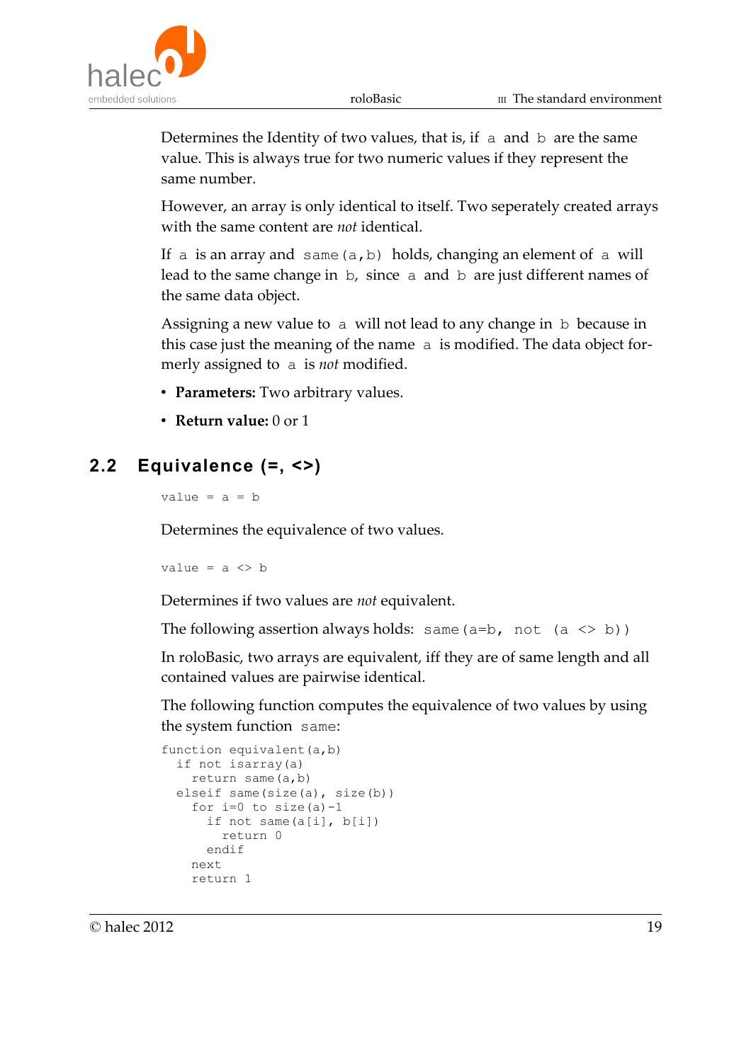Determines the Identity of two values, that is, if `a` and `b` are the same value. This is always true for two numeric values if they represent the same number.

However, an array is only identical to itself. Two seperately created arrays with the same content are *not* identical.

If `a` is an array and `same(a,b)` holds, changing an element of `a` will lead to the same change in `b`, since `a` and `b` are just different names of the same data object.

Assigning a new value to `a` will not lead to any change in `b` because in this case just the meaning of the name `a` is modified. The data object formerly assigned to `a` is *not* modified.

- **Parameters:** Two arbitrary values.
- **Return value:** 0 or 1

## 2.2 Equivalence (=, <>)

```
value = a = b
```

Determines the equivalence of two values.

```
value = a <> b
```

Determines if two values are *not* equivalent.

The following assertion always holds: `same(a=b, not (a <> b))`

In roloBasic, two arrays are equivalent, iff they are of same length and all contained values are pairwise identical.

The following function computes the equivalence of two values by using the system function `same`:

```
function equivalent(a,b)
  if not isarray(a)
    return same(a,b)
  elseif same(size(a), size(b))
    for i=0 to size(a)-1
      if not same(a[i], b[i])
        return 0
      endif
    next
    return 1
```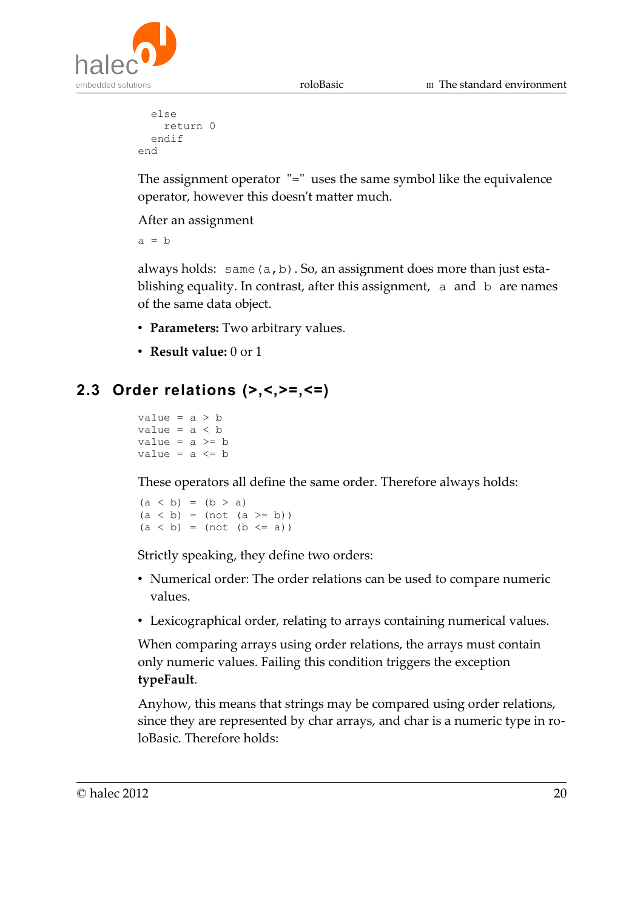```
  else
    return 0
  endif
end
```

The assignment operator "=" uses the same symbol like the equivalence operator, however this doesn't matter much.

After an assignment

```
a = b
```

always holds: `same(a,b)`. So, an assignment does more than just establishing equality. In contrast, after this assignment, `a` and `b` are names of the same data object.

- **Parameters:** Two arbitrary values.
- **Result value:** 0 or 1

## 2.3 Order relations (>,<,>=,<=)

```
value = a > b
value = a < b
value = a >= b
value = a <= b
```

These operators all define the same order. Therefore always holds:

```
(a < b) = (b > a)
(a < b) = (not (a >= b))
(a < b) = (not (b <= a))
```

Strictly speaking, they define two orders:

- Numerical order: The order relations can be used to compare numeric values.
- Lexicographical order, relating to arrays containing numerical values.

When comparing arrays using order relations, the arrays must contain only numeric values. Failing this condition triggers the exception **typeFault**.

Anyhow, this means that strings may be compared using order relations, since they are represented by char arrays, and char is a numeric type in roloBasic. Therefore holds: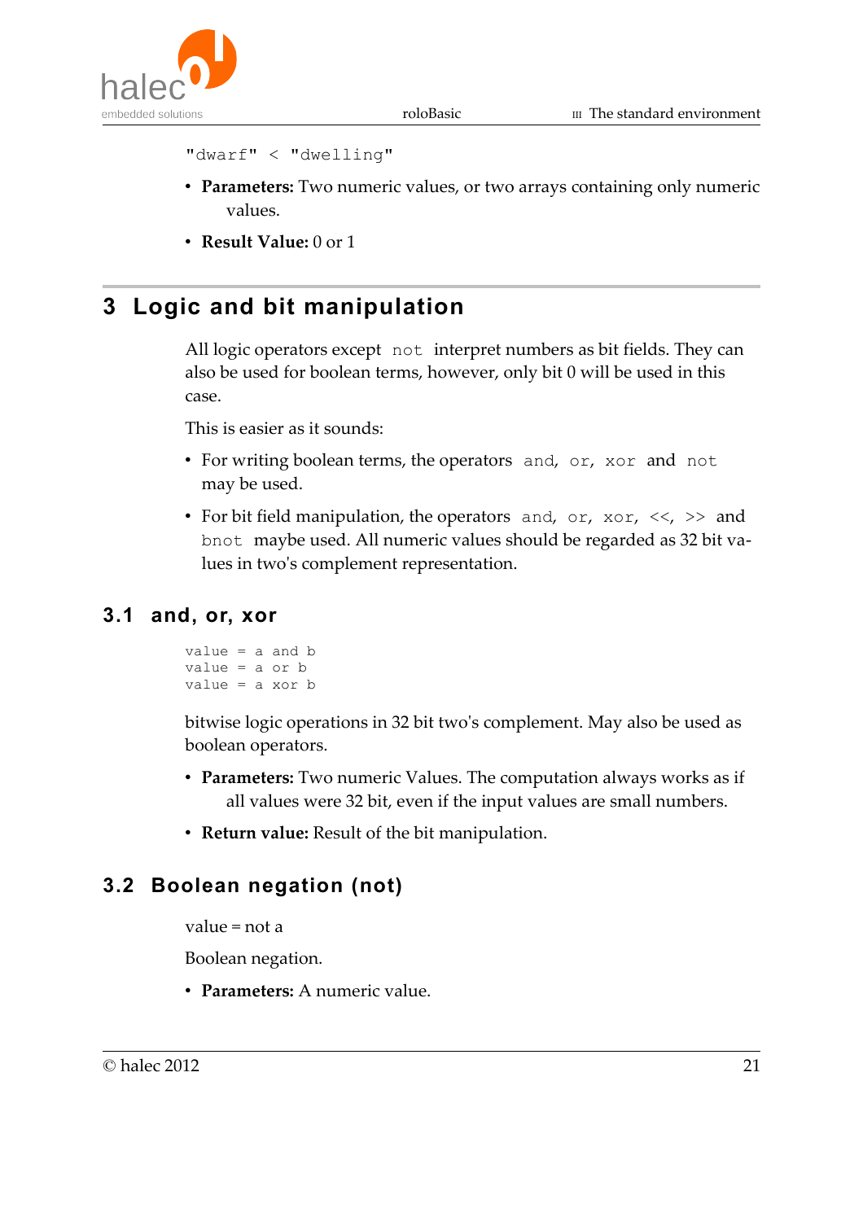```
"dwarf" < "dwelling"
```

- **Parameters:** Two numeric values, or two arrays containing only numeric values.
- **Result Value:** 0 or 1

# 3 Logic and bit manipulation

All logic operators except `not` interpret numbers as bit fields. They can also be used for boolean terms, however, only bit 0 will be used in this case.

This is easier as it sounds:

- For writing boolean terms, the operators `and`, `or`, `xor` and `not` may be used.
- For bit field manipulation, the operators `and`, `or`, `xor`, `<<`, `>>` and `bnot` maybe used. All numeric values should be regarded as 32 bit values in two's complement representation.

## 3.1 and, or, xor

```
value = a and b
value = a or b
value = a xor b
```

bitwise logic operations in 32 bit two's complement. May also be used as boolean operators.

- **Parameters:** Two numeric Values. The computation always works as if all values were 32 bit, even if the input values are small numbers.
- **Return value:** Result of the bit manipulation.

## 3.2 Boolean negation (not)

value = not a

Boolean negation.

- **Parameters:** A numeric value.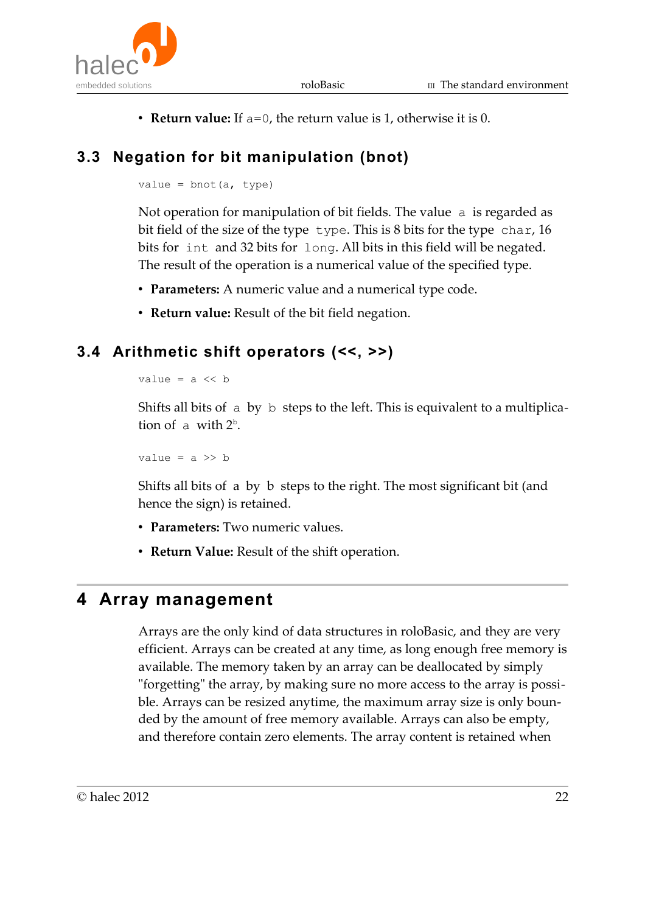- **Return value:** If `a=0`, the return value is 1, otherwise it is 0.

## 3.3 Negation for bit manipulation (bnot)

```
value = bnot(a, type)
```

Not operation for manipulation of bit fields. The value `a` is regarded as bit field of the size of the type `type`. This is 8 bits for the type `char`, 16 bits for `int` and 32 bits for `long`. All bits in this field will be negated. The result of the operation is a numerical value of the specified type.

- **Parameters:** A numeric value and a numerical type code.
- **Return value:** Result of the bit field negation.

## 3.4 Arithmetic shift operators (<<, >>)

```
value = a << b
```

Shifts all bits of `a` by `b` steps to the left. This is equivalent to a multiplication of `a` with $2^b$.

```
value = a >> b
```

Shifts all bits of a by b steps to the right. The most significant bit (and hence the sign) is retained.

- **Parameters:** Two numeric values.
- **Return Value:** Result of the shift operation.

# 4 Array management

Arrays are the only kind of data structures in roloBasic, and they are very efficient. Arrays can be created at any time, as long enough free memory is available. The memory taken by an array can be deallocated by simply "forgetting" the array, by making sure no more access to the array is possible. Arrays can be resized anytime, the maximum array size is only bounded by the amount of free memory available. Arrays can also be empty, and therefore contain zero elements. The array content is retained when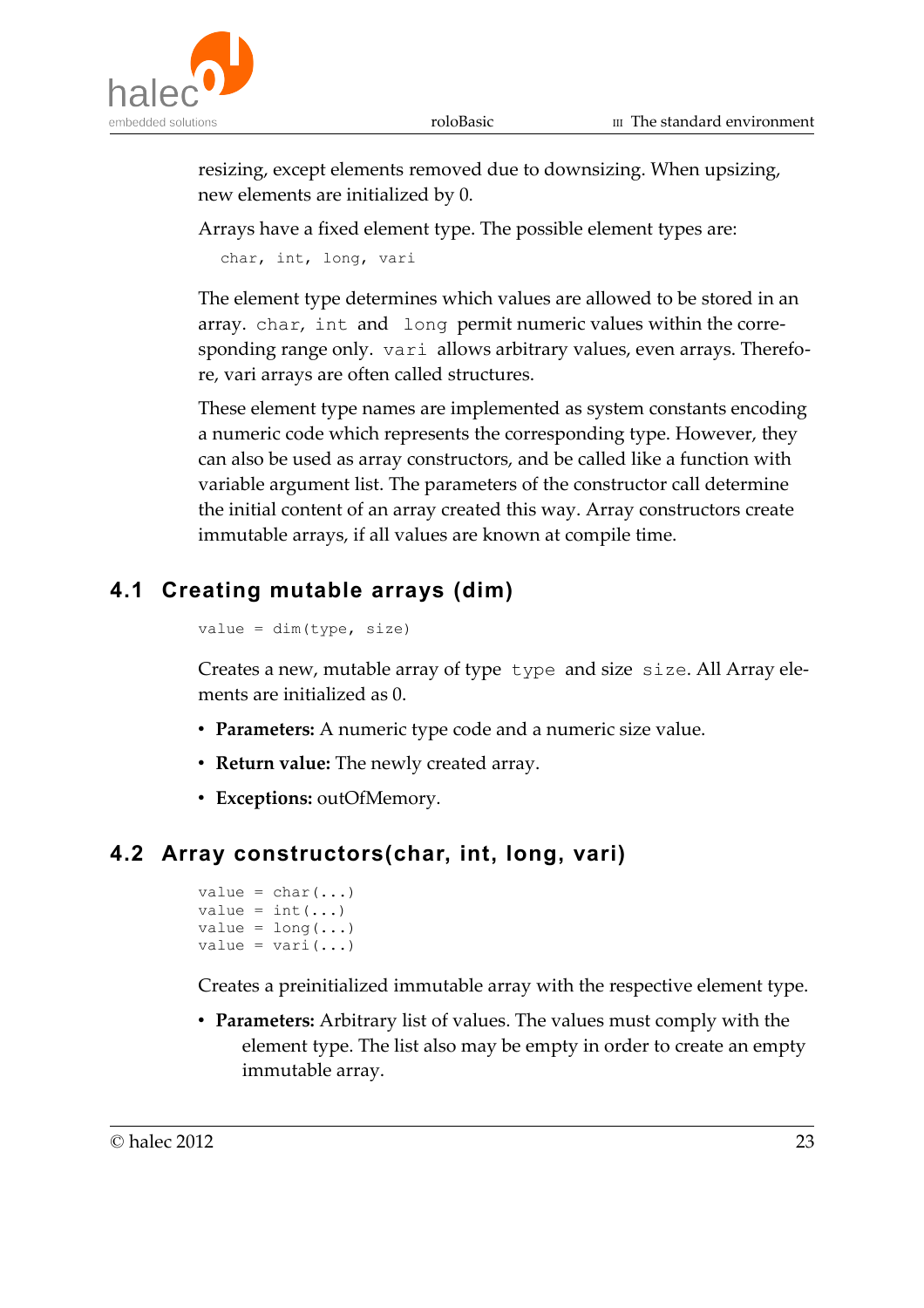resizing, except elements removed due to downsizing. When upsizing, new elements are initialized by 0.

Arrays have a fixed element type. The possible element types are:

```
char, int, long, vari
```

The element type determines which values are allowed to be stored in an array. `char`, `int` and `long` permit numeric values within the corresponding range only. `vari` allows arbitrary values, even arrays. Therefore, vari arrays are often called structures.

These element type names are implemented as system constants encoding a numeric code which represents the corresponding type. However, they can also be used as array constructors, and be called like a function with variable argument list. The parameters of the constructor call determine the initial content of an array created this way. Array constructors create immutable arrays, if all values are known at compile time.

## 4.1 Creating mutable arrays (dim)

```
value = dim(type, size)
```

Creates a new, mutable array of type `type` and size `size`. All Array elements are initialized as 0.

- **Parameters:** A numeric type code and a numeric size value.
- **Return value:** The newly created array.
- **Exceptions:** outOfMemory.

## 4.2 Array constructors(char, int, long, vari)

```
value = char(...)
value = int(...)
value = long(...)
value = vari(...)
```

Creates a preinitialized immutable array with the respective element type.

- **Parameters:** Arbitrary list of values. The values must comply with the element type. The list also may be empty in order to create an empty immutable array.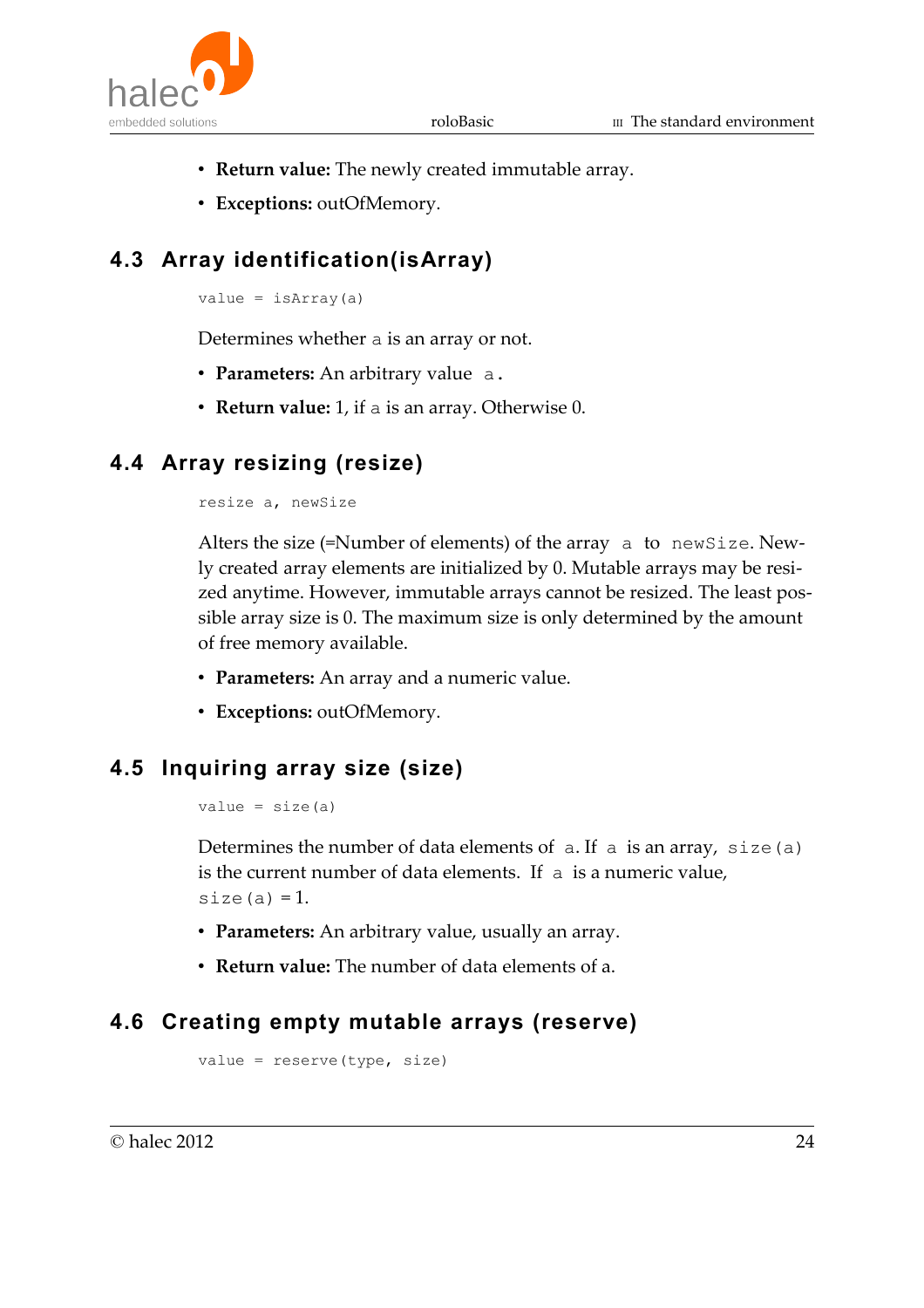- **Return value:** The newly created immutable array.
- **Exceptions:** outOfMemory.

## 4.3 Array identification(isArray)

```
value = isArray(a)
```

Determines whether `a` is an array or not.

- **Parameters:** An arbitrary value `a`.
- **Return value:** 1, if `a` is an array. Otherwise 0.

## 4.4 Array resizing (resize)

```
resize a, newSize
```

Alters the size (=Number of elements) of the array `a` to `newSize`. Newly created array elements are initialized by 0. Mutable arrays may be resized anytime. However, immutable arrays cannot be resized. The least possible array size is 0. The maximum size is only determined by the amount of free memory available.

- **Parameters:** An array and a numeric value.
- **Exceptions:** outOfMemory.

## 4.5 Inquiring array size (size)

```
value = size(a)
```

Determines the number of data elements of `a`. If `a` is an array, `size(a)` is the current number of data elements. If `a` is a numeric value, `size(a)` = 1.

- **Parameters:** An arbitrary value, usually an array.
- **Return value:** The number of data elements of a.

## 4.6 Creating empty mutable arrays (reserve)

```
value = reserve(type, size)
```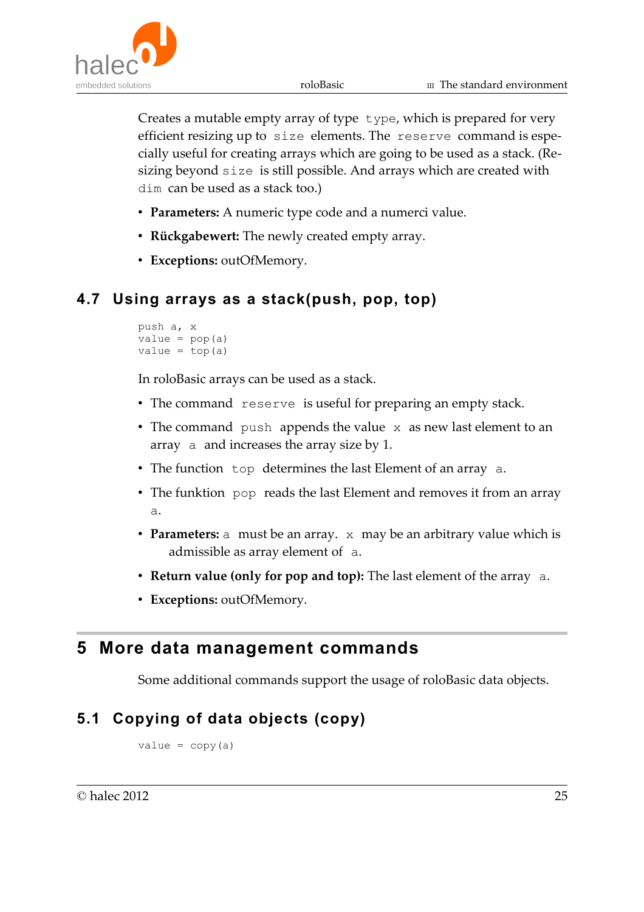Creates a mutable empty array of type `type`, which is prepared for very efficient resizing up to `size` elements. The `reserve` command is especially useful for creating arrays which are going to be used as a stack. (Resizing beyond `size` is still possible. And arrays which are created with `dim` can be used as a stack too.)

- **Parameters:** A numeric type code and a numerci value.
- **Rückgabewert:** The newly created empty array.
- **Exceptions:** outOfMemory.

## 4.7 Using arrays as a stack(push, pop, top)

```
push a, x
value = pop(a)
value = top(a)
```

In roloBasic arrays can be used as a stack.

- The command `reserve` is useful for preparing an empty stack.
- The command `push` appends the value `x` as new last element to an array `a` and increases the array size by 1.
- The function `top` determines the last Element of an array `a`.
- The funktion `pop` reads the last Element and removes it from an array `a`.
- **Parameters:** `a` must be an array. `x` may be an arbitrary value which is admissible as array element of `a`.
- **Return value (only for pop and top):** The last element of the array `a`.
- **Exceptions:** outOfMemory.

# 5 More data management commands

Some additional commands support the usage of roloBasic data objects.

## 5.1 Copying of data objects (copy)

```
value = copy(a)
```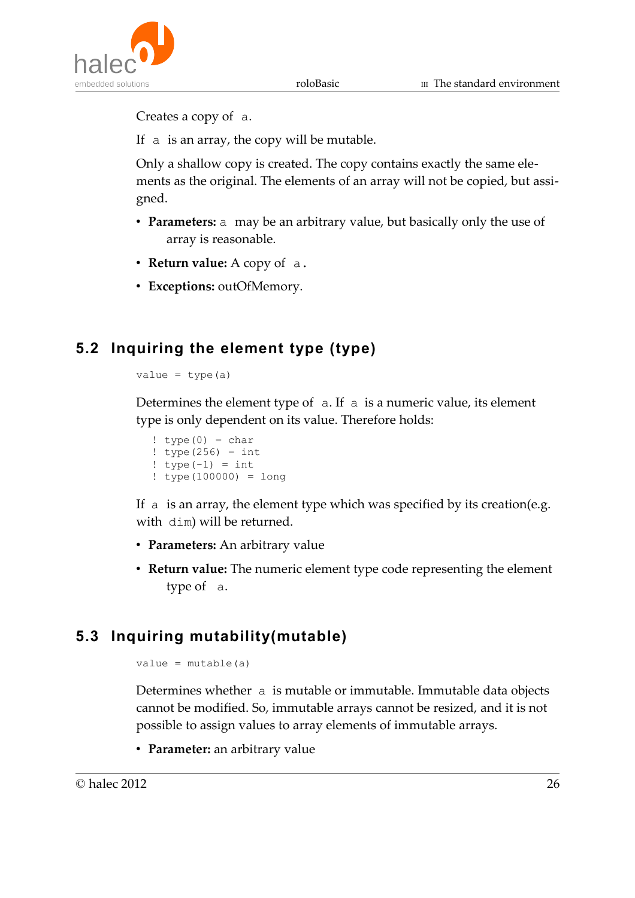Creates a copy of `a`.

If `a` is an array, the copy will be mutable.

Only a shallow copy is created. The copy contains exactly the same elements as the original. The elements of an array will not be copied, but assigned.

- **Parameters:** `a` may be an arbitrary value, but basically only the use of array is reasonable.
- **Return value:** A copy of `a`.
- **Exceptions:** outOfMemory.

## 5.2 Inquiring the element type (type)

```
value = type(a)
```

Determines the element type of `a`. If `a` is a numeric value, its element type is only dependent on its value. Therefore holds:

```
! type(0) = char
! type(256) = int
! type(-1) = int
! type(100000) = long
```

If `a` is an array, the element type which was specified by its creation(e.g. with `dim`) will be returned.

- **Parameters:** An arbitrary value
- **Return value:** The numeric element type code representing the element type of `a`.

## 5.3 Inquiring mutability(mutable)

```
value = mutable(a)
```

Determines whether `a` is mutable or immutable. Immutable data objects cannot be modified. So, immutable arrays cannot be resized, and it is not possible to assign values to array elements of immutable arrays.

- **Parameter:** an arbitrary value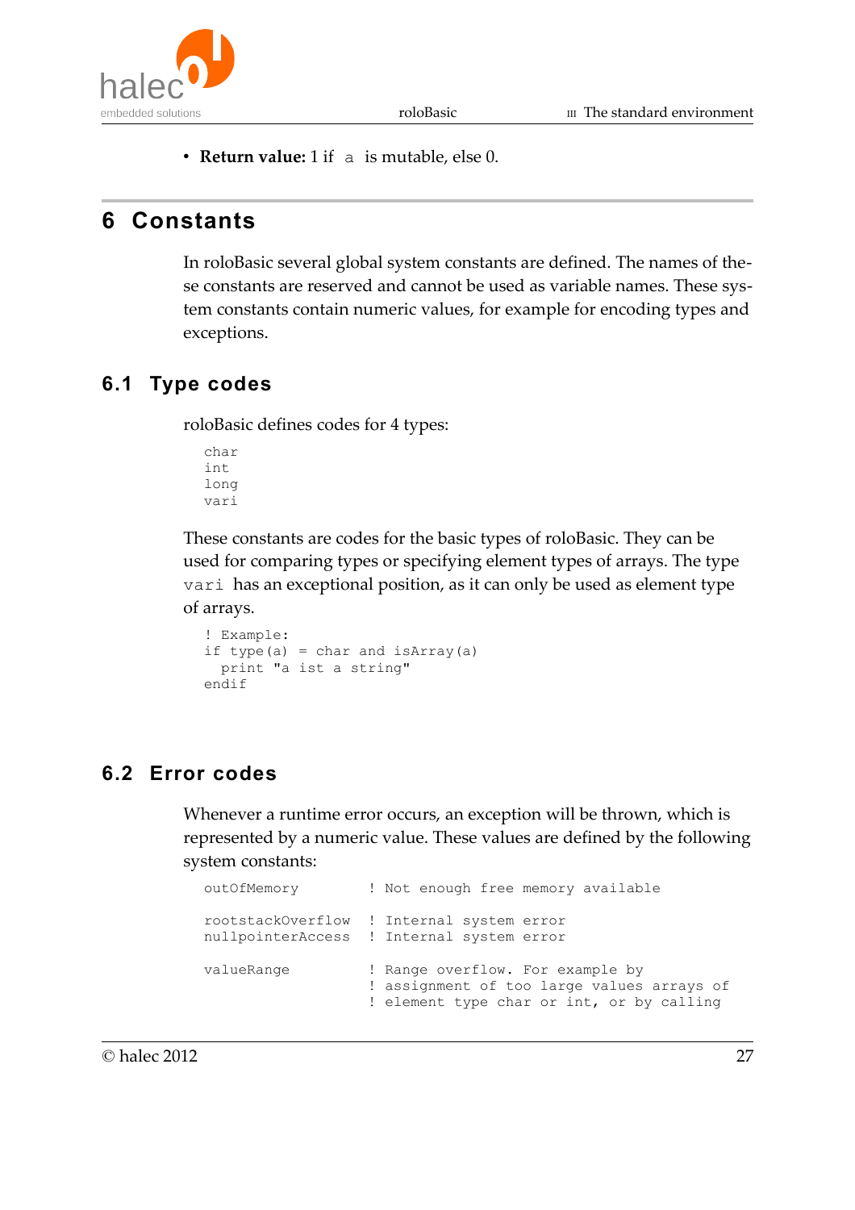- **Return value:** 1 if `a` is mutable, else 0.

# 6 Constants

In roloBasic several global system constants are defined. The names of these constants are reserved and cannot be used as variable names. These system constants contain numeric values, for example for encoding types and exceptions.

## 6.1 Type codes

roloBasic defines codes for 4 types:

```
char
int
long
vari
```

These constants are codes for the basic types of roloBasic. They can be used for comparing types or specifying element types of arrays. The type `vari` has an exceptional position, as it can only be used as element type of arrays.

```
! Example:
if type(a) = char and isArray(a)
  print "a ist a string"
endif
```

## 6.2 Error codes

Whenever a runtime error occurs, an exception will be thrown, which is represented by a numeric value. These values are defined by the following system constants:

```
outOfMemory         ! Not enough free memory available

rootstackOverflow   ! Internal system error
nullpointerAccess   ! Internal system error

valueRange          ! Range overflow. For example by
                    ! assignment of too large values arrays of
                    ! element type char or int, or by calling
```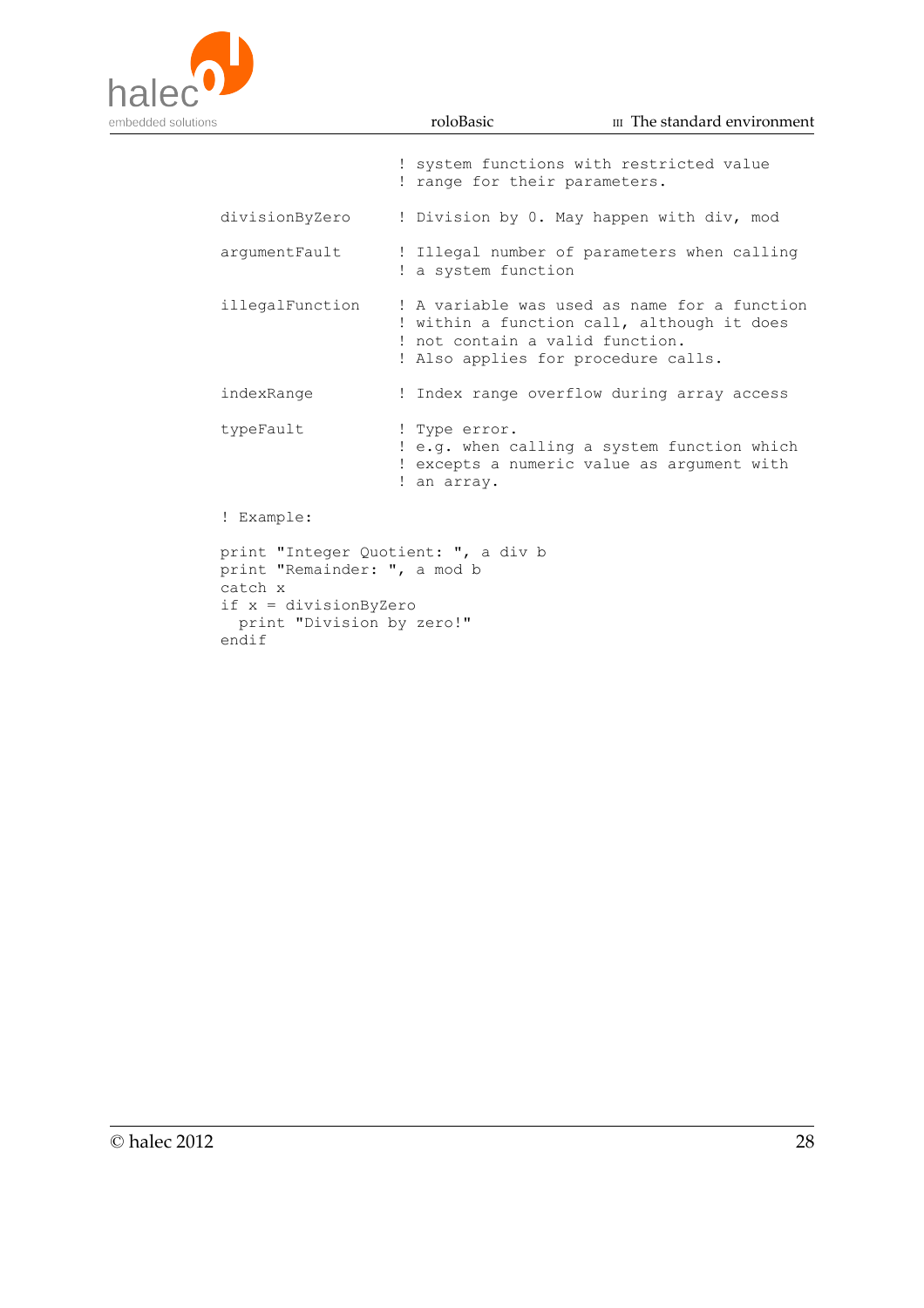```
                    ! system functions with restricted value
                    ! range for their parameters.

divisionByZero      ! Division by 0. May happen with div, mod

argumentFault       ! Illegal number of parameters when calling
                    ! a system function

illegalFunction     ! A variable was used as name for a function
                    ! within a function call, although it does
                    ! not contain a valid function.
                    ! Also applies for procedure calls.

indexRange          ! Index range overflow during array access

typeFault           ! Type error.
                    ! e.g. when calling a system function which
                    ! excepts a numeric value as argument with
                    ! an array.

! Example:

print "Integer Quotient: ", a div b
print "Remainder: ", a mod b
catch x
if x = divisionByZero
  print "Division by zero!"
endif
```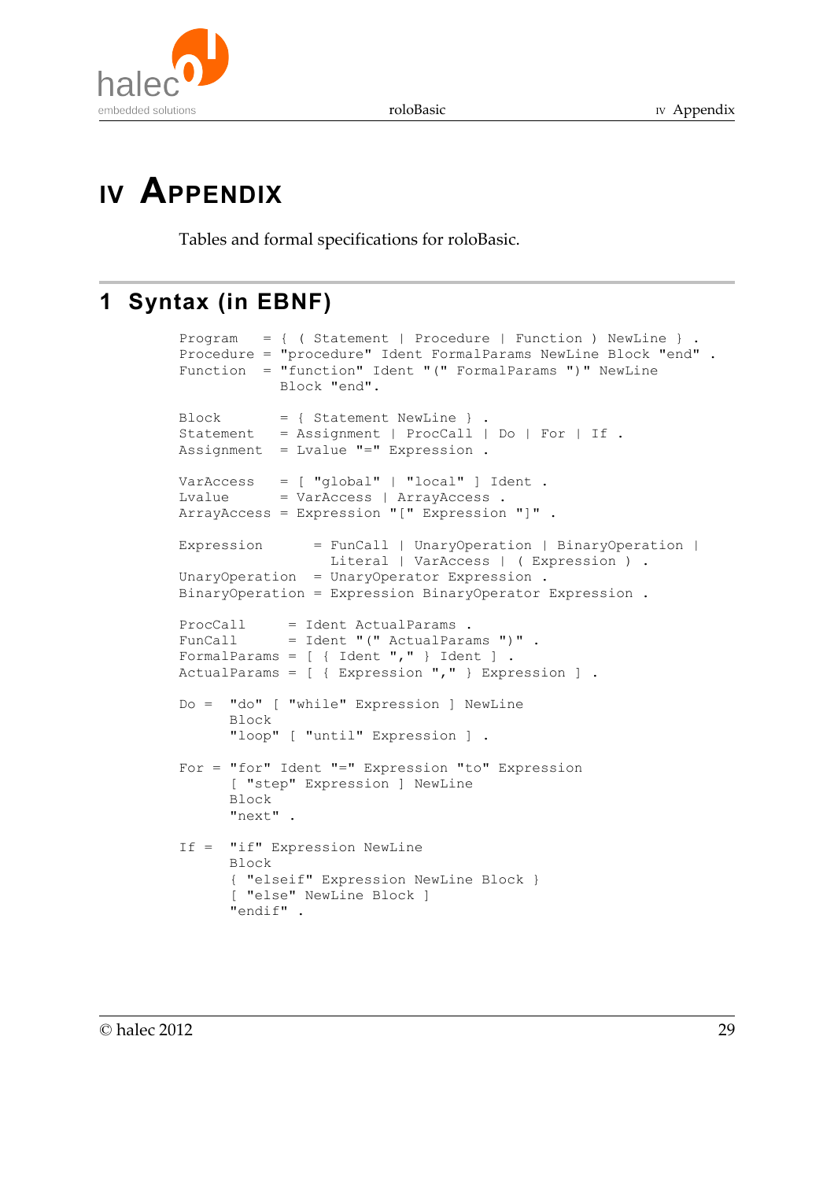# IV Appendix

Tables and formal specifications for roloBasic.

## 1 Syntax (in EBNF)

```
Program   = { ( Statement | Procedure | Function ) NewLine } .
Procedure = "procedure" Ident FormalParams NewLine Block "end" .
Function  = "function" Ident "(" FormalParams ")" NewLine
            Block "end".

Block       = { Statement NewLine } .
Statement   = Assignment | ProcCall | Do | For | If .
Assignment  = Lvalue "=" Expression .

VarAccess   = [ "global" | "local" ] Ident .
Lvalue      = VarAccess | ArrayAccess .
ArrayAccess = Expression "[" Expression "]" .

Expression      = FunCall | UnaryOperation | BinaryOperation |
                  Literal | VarAccess | ( Expression ) .
UnaryOperation  = UnaryOperator Expression .
BinaryOperation = Expression BinaryOperator Expression .

ProcCall     = Ident ActualParams .
FunCall      = Ident "(" ActualParams ")" .
FormalParams = [ { Ident "," } Ident ] .
ActualParams = [ { Expression "," } Expression ] .

Do =  "do" [ "while" Expression ] NewLine
      Block
      "loop" [ "until" Expression ] .

For = "for" Ident "=" Expression "to" Expression
      [ "step" Expression ] NewLine
      Block
      "next" .

If =  "if" Expression NewLine
      Block
      { "elseif" Expression NewLine Block }
      [ "else" NewLine Block ]
      "endif" .
```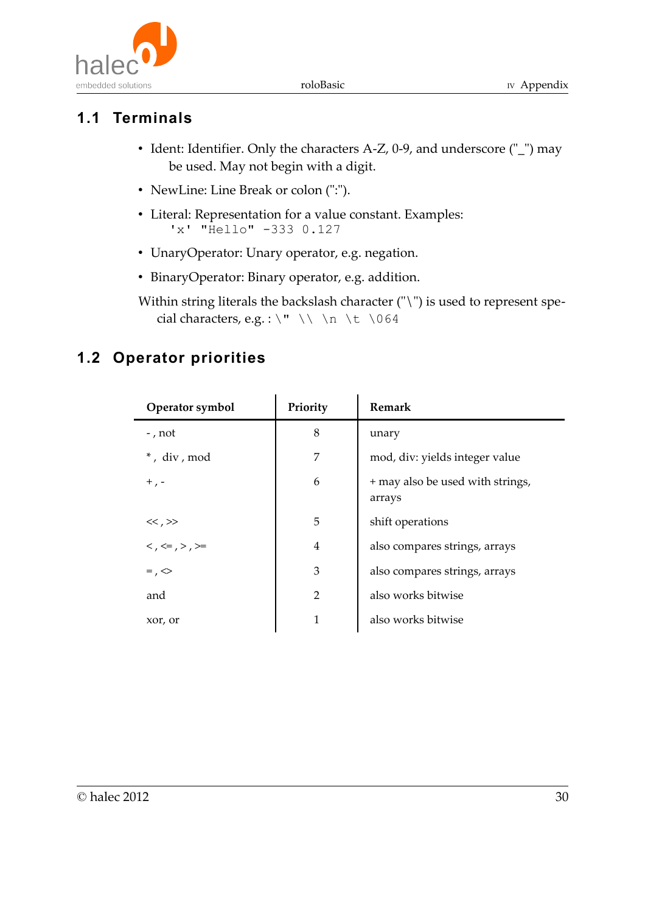## 1.1 Terminals

- Ident: Identifier. Only the characters A-Z, 0-9, and underscore ("_") may be used. May not begin with a digit.
- NewLine: Line Break or colon (":").
- Literal: Representation for a value constant. Examples:
  `'x' "Hello" -333 0.127`
- UnaryOperator: Unary operator, e.g. negation.
- BinaryOperator: Binary operator, e.g. addition.

Within string literals the backslash character ("\") is used to represent special characters, e.g. : `\" \\ \n \t \064`

## 1.2 Operator priorities

| Operator symbol | Priority | Remark |
|---|---|---|
| - , not | 8 | unary |
| * , div , mod | 7 | mod, div: yields integer value |
| + , - | 6 | + may also be used with strings, arrays |
| << , >> | 5 | shift operations |
| < , <= , > , >= | 4 | also compares strings, arrays |
| = , <> | 3 | also compares strings, arrays |
| and | 2 | also works bitwise |
| xor, or | 1 | also works bitwise |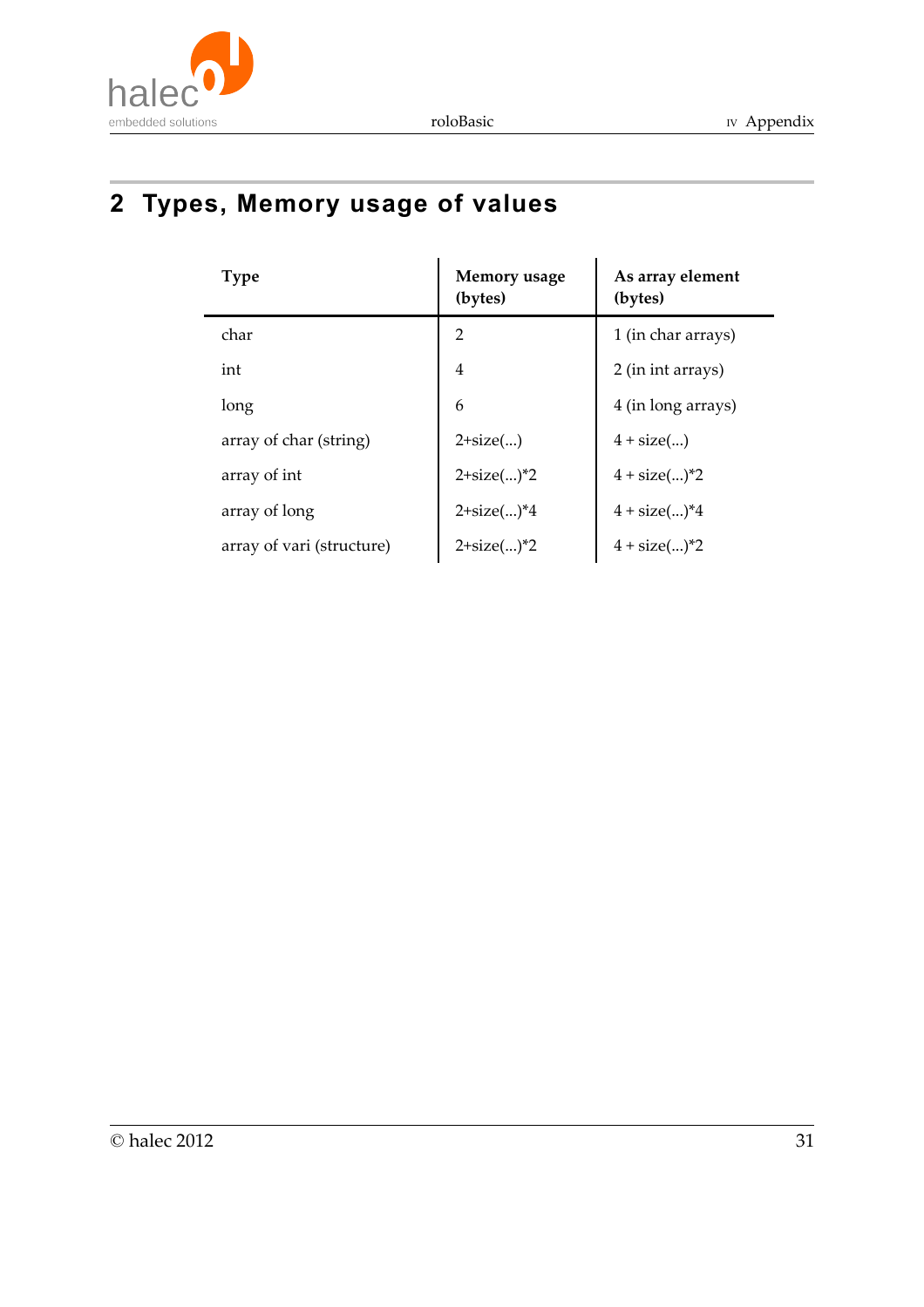## 2 Types, Memory usage of values

| Type | Memory usage (bytes) | As array element (bytes) |
|---|---|---|
| char | 2 | 1 (in char arrays) |
| int | 4 | 2 (in int arrays) |
| long | 6 | 4 (in long arrays) |
| array of char (string) | 2+size(...) | 4 + size(...) |
| array of int | 2+size(...)*2 | 4 + size(...)*2 |
| array of long | 2+size(...)*4 | 4 + size(...)*4 |
| array of vari (structure) | 2+size(...)*2 | 4 + size(...)*2 |